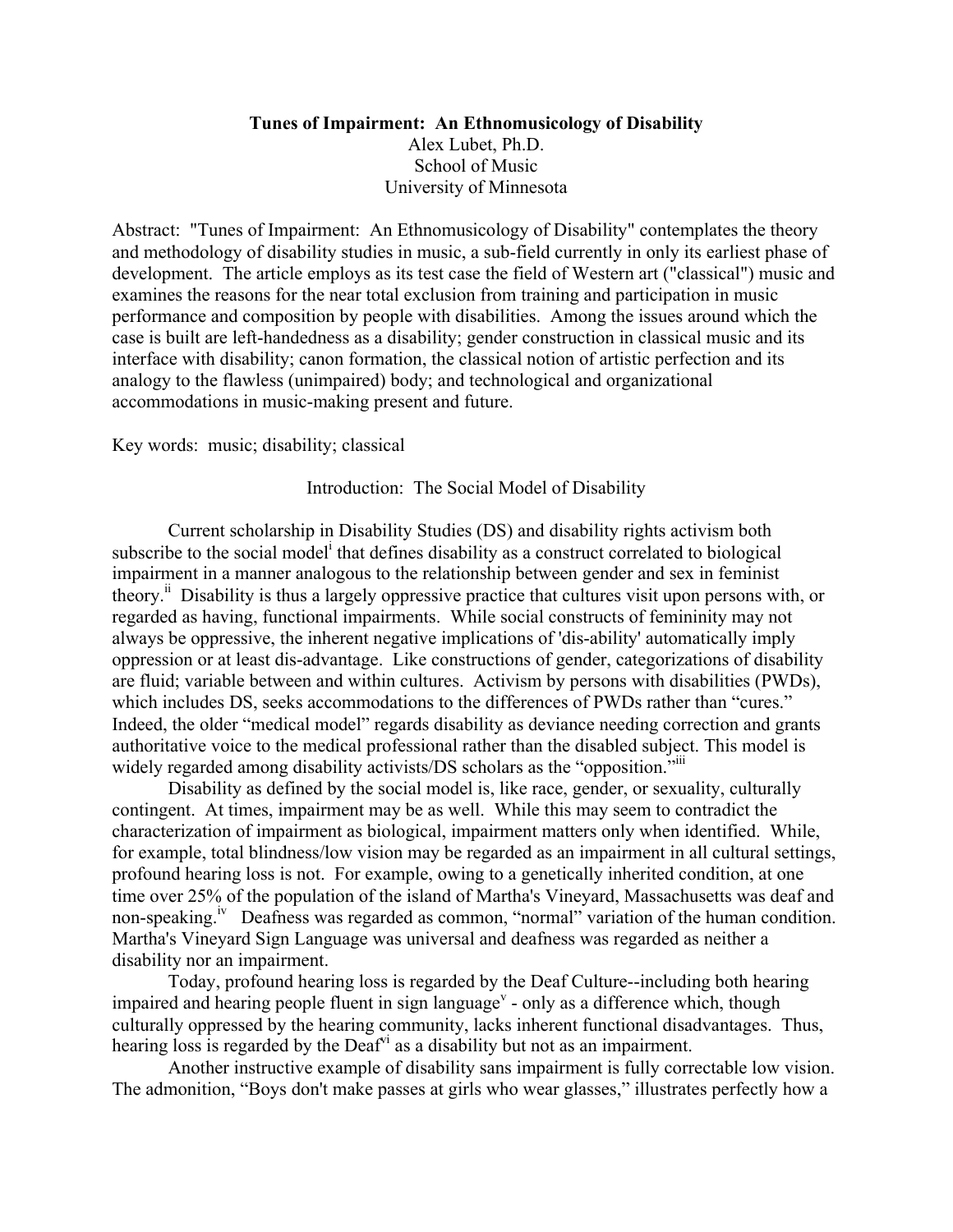# Tunes of Impairment: An Ethnomusicology of Disability

Alex Lubet, Ph.D.
School of Music
University of Minnesota

Abstract: "Tunes of Impairment: An Ethnomusicology of Disability" contemplates the theory and methodology of disability studies in music, a sub-field currently in only its earliest phase of development. The article employs as its test case the field of Western art ("classical") music and examines the reasons for the near total exclusion from training and participation in music performance and composition by people with disabilities. Among the issues around which the case is built are left-handedness as a disability; gender construction in classical music and its interface with disability; canon formation, the classical notion of artistic perfection and its analogy to the flawless (unimpaired) body; and technological and organizational accommodations in music-making present and future.

Key words: music; disability; classical

## Introduction: The Social Model of Disability

Current scholarship in Disability Studies (DS) and disability rights activism both subscribe to the social model[i] that defines disability as a construct correlated to biological impairment in a manner analogous to the relationship between gender and sex in feminist theory.[ii] Disability is thus a largely oppressive practice that cultures visit upon persons with, or regarded as having, functional impairments. While social constructs of femininity may not always be oppressive, the inherent negative implications of 'dis-ability' automatically imply oppression or at least dis-advantage. Like constructions of gender, categorizations of disability are fluid; variable between and within cultures. Activism by persons with disabilities (PWDs), which includes DS, seeks accommodations to the differences of PWDs rather than "cures." Indeed, the older "medical model" regards disability as deviance needing correction and grants authoritative voice to the medical professional rather than the disabled subject. This model is widely regarded among disability activists/DS scholars as the "opposition."[iii]

Disability as defined by the social model is, like race, gender, or sexuality, culturally contingent. At times, impairment may be as well. While this may seem to contradict the characterization of impairment as biological, impairment matters only when identified. While, for example, total blindness/low vision may be regarded as an impairment in all cultural settings, profound hearing loss is not. For example, owing to a genetically inherited condition, at one time over 25% of the population of the island of Martha's Vineyard, Massachusetts was deaf and non-speaking.[iv] Deafness was regarded as common, "normal" variation of the human condition. Martha's Vineyard Sign Language was universal and deafness was regarded as neither a disability nor an impairment.

Today, profound hearing loss is regarded by the Deaf Culture--including both hearing impaired and hearing people fluent in sign language[v] - only as a difference which, though culturally oppressed by the hearing community, lacks inherent functional disadvantages. Thus, hearing loss is regarded by the Deaf[vi] as a disability but not as an impairment.

Another instructive example of disability sans impairment is fully correctable low vision. The admonition, "Boys don't make passes at girls who wear glasses," illustrates perfectly how a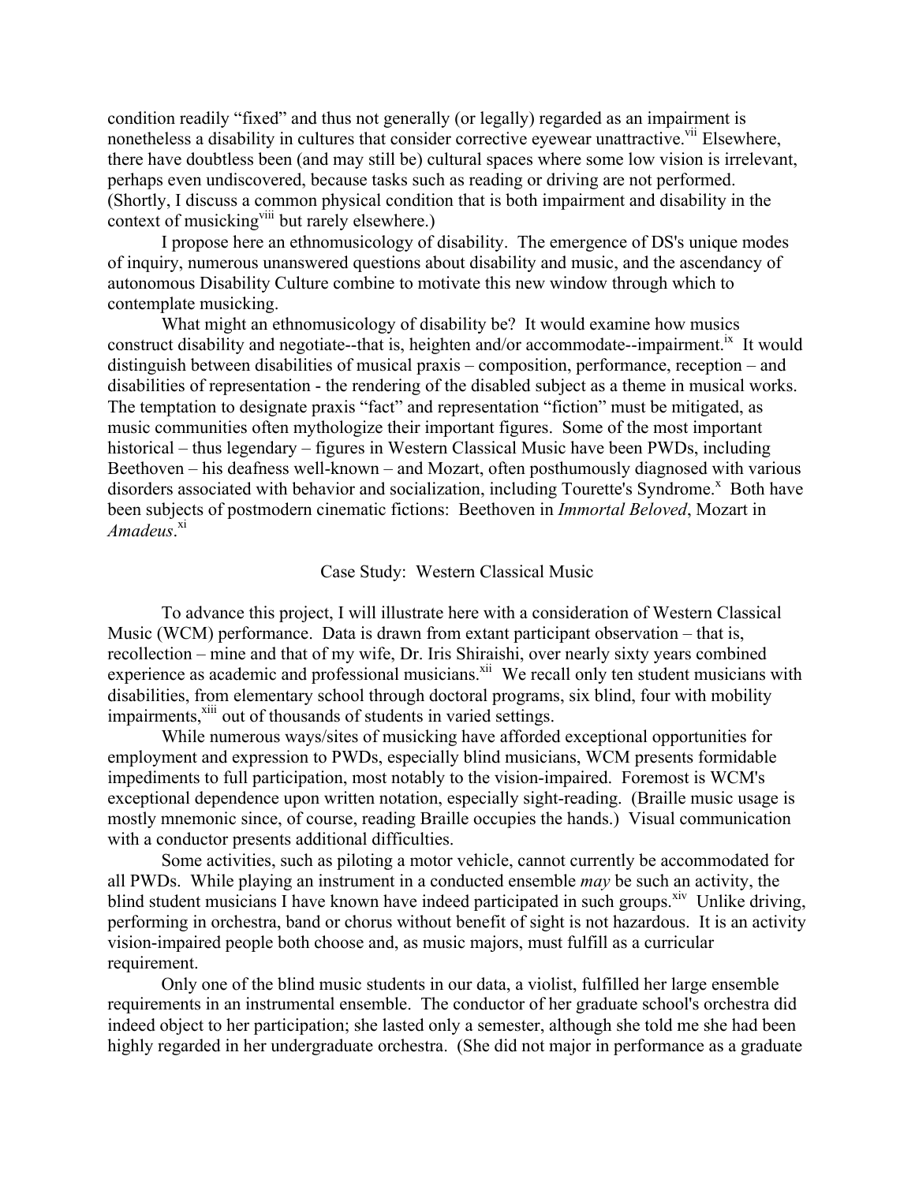condition readily "fixed" and thus not generally (or legally) regarded as an impairment is nonetheless a disability in cultures that consider corrective eyewear unattractive.[vii] Elsewhere, there have doubtless been (and may still be) cultural spaces where some low vision is irrelevant, perhaps even undiscovered, because tasks such as reading or driving are not performed. (Shortly, I discuss a common physical condition that is both impairment and disability in the context of musicking[viii] but rarely elsewhere.)

I propose here an ethnomusicology of disability. The emergence of DS's unique modes of inquiry, numerous unanswered questions about disability and music, and the ascendancy of autonomous Disability Culture combine to motivate this new window through which to contemplate musicking.

What might an ethnomusicology of disability be? It would examine how musics construct disability and negotiate--that is, heighten and/or accommodate--impairment.[ix] It would distinguish between disabilities of musical praxis – composition, performance, reception – and disabilities of representation - the rendering of the disabled subject as a theme in musical works. The temptation to designate praxis "fact" and representation "fiction" must be mitigated, as music communities often mythologize their important figures. Some of the most important historical – thus legendary – figures in Western Classical Music have been PWDs, including Beethoven – his deafness well-known – and Mozart, often posthumously diagnosed with various disorders associated with behavior and socialization, including Tourette's Syndrome.[x] Both have been subjects of postmodern cinematic fictions: Beethoven in *Immortal Beloved*, Mozart in *Amadeus*.[xi]

## Case Study: Western Classical Music

To advance this project, I will illustrate here with a consideration of Western Classical Music (WCM) performance. Data is drawn from extant participant observation – that is, recollection – mine and that of my wife, Dr. Iris Shiraishi, over nearly sixty years combined experience as academic and professional musicians.[xii] We recall only ten student musicians with disabilities, from elementary school through doctoral programs, six blind, four with mobility impairments,[xiii] out of thousands of students in varied settings.

While numerous ways/sites of musicking have afforded exceptional opportunities for employment and expression to PWDs, especially blind musicians, WCM presents formidable impediments to full participation, most notably to the vision-impaired. Foremost is WCM's exceptional dependence upon written notation, especially sight-reading. (Braille music usage is mostly mnemonic since, of course, reading Braille occupies the hands.) Visual communication with a conductor presents additional difficulties.

Some activities, such as piloting a motor vehicle, cannot currently be accommodated for all PWDs. While playing an instrument in a conducted ensemble *may* be such an activity, the blind student musicians I have known have indeed participated in such groups.[xiv] Unlike driving, performing in orchestra, band or chorus without benefit of sight is not hazardous. It is an activity vision-impaired people both choose and, as music majors, must fulfill as a curricular requirement.

Only one of the blind music students in our data, a violist, fulfilled her large ensemble requirements in an instrumental ensemble. The conductor of her graduate school's orchestra did indeed object to her participation; she lasted only a semester, although she told me she had been highly regarded in her undergraduate orchestra. (She did not major in performance as a graduate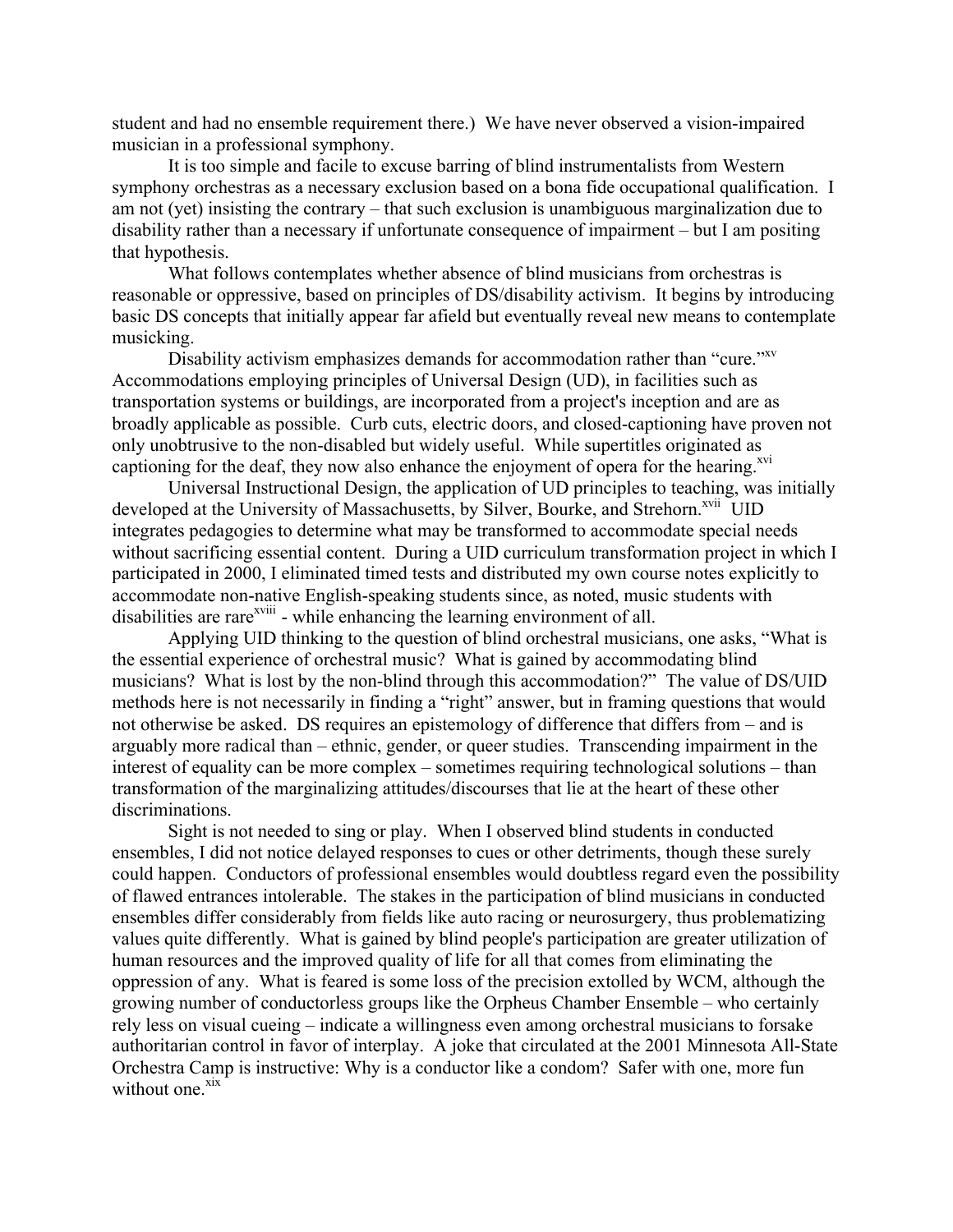student and had no ensemble requirement there.) We have never observed a vision-impaired musician in a professional symphony.

It is too simple and facile to excuse barring of blind instrumentalists from Western symphony orchestras as a necessary exclusion based on a bona fide occupational qualification. I am not (yet) insisting the contrary – that such exclusion is unambiguous marginalization due to disability rather than a necessary if unfortunate consequence of impairment – but I am positing that hypothesis.

What follows contemplates whether absence of blind musicians from orchestras is reasonable or oppressive, based on principles of DS/disability activism. It begins by introducing basic DS concepts that initially appear far afield but eventually reveal new means to contemplate musicking.

Disability activism emphasizes demands for accommodation rather than "cure."[xv] Accommodations employing principles of Universal Design (UD), in facilities such as transportation systems or buildings, are incorporated from a project's inception and are as broadly applicable as possible. Curb cuts, electric doors, and closed-captioning have proven not only unobtrusive to the non-disabled but widely useful. While supertitles originated as captioning for the deaf, they now also enhance the enjoyment of opera for the hearing.[xvi]

Universal Instructional Design, the application of UD principles to teaching, was initially developed at the University of Massachusetts, by Silver, Bourke, and Strehorn.[xvii] UID integrates pedagogies to determine what may be transformed to accommodate special needs without sacrificing essential content. During a UID curriculum transformation project in which I participated in 2000, I eliminated timed tests and distributed my own course notes explicitly to accommodate non-native English-speaking students since, as noted, music students with disabilities are rare[xviii] - while enhancing the learning environment of all.

Applying UID thinking to the question of blind orchestral musicians, one asks, "What is the essential experience of orchestral music? What is gained by accommodating blind musicians? What is lost by the non-blind through this accommodation?" The value of DS/UID methods here is not necessarily in finding a "right" answer, but in framing questions that would not otherwise be asked. DS requires an epistemology of difference that differs from – and is arguably more radical than – ethnic, gender, or queer studies. Transcending impairment in the interest of equality can be more complex – sometimes requiring technological solutions – than transformation of the marginalizing attitudes/discourses that lie at the heart of these other discriminations.

Sight is not needed to sing or play. When I observed blind students in conducted ensembles, I did not notice delayed responses to cues or other detriments, though these surely could happen. Conductors of professional ensembles would doubtless regard even the possibility of flawed entrances intolerable. The stakes in the participation of blind musicians in conducted ensembles differ considerably from fields like auto racing or neurosurgery, thus problematizing values quite differently. What is gained by blind people's participation are greater utilization of human resources and the improved quality of life for all that comes from eliminating the oppression of any. What is feared is some loss of the precision extolled by WCM, although the growing number of conductorless groups like the Orpheus Chamber Ensemble – who certainly rely less on visual cueing – indicate a willingness even among orchestral musicians to forsake authoritarian control in favor of interplay. A joke that circulated at the 2001 Minnesota All-State Orchestra Camp is instructive: Why is a conductor like a condom? Safer with one, more fun without one.[xix]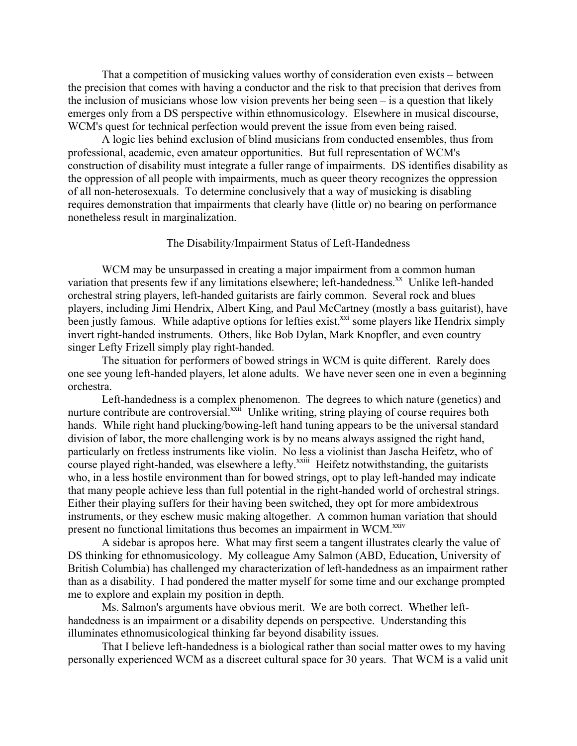That a competition of musicking values worthy of consideration even exists – between the precision that comes with having a conductor and the risk to that precision that derives from the inclusion of musicians whose low vision prevents her being seen – is a question that likely emerges only from a DS perspective within ethnomusicology. Elsewhere in musical discourse, WCM's quest for technical perfection would prevent the issue from even being raised.

A logic lies behind exclusion of blind musicians from conducted ensembles, thus from professional, academic, even amateur opportunities. But full representation of WCM's construction of disability must integrate a fuller range of impairments. DS identifies disability as the oppression of all people with impairments, much as queer theory recognizes the oppression of all non-heterosexuals. To determine conclusively that a way of musicking is disabling requires demonstration that impairments that clearly have (little or) no bearing on performance nonetheless result in marginalization.

## The Disability/Impairment Status of Left-Handedness

WCM may be unsurpassed in creating a major impairment from a common human variation that presents few if any limitations elsewhere; left-handedness.[xx] Unlike left-handed orchestral string players, left-handed guitarists are fairly common. Several rock and blues players, including Jimi Hendrix, Albert King, and Paul McCartney (mostly a bass guitarist), have been justly famous. While adaptive options for lefties exist,[xxi] some players like Hendrix simply invert right-handed instruments. Others, like Bob Dylan, Mark Knopfler, and even country singer Lefty Frizell simply play right-handed.

The situation for performers of bowed strings in WCM is quite different. Rarely does one see young left-handed players, let alone adults. We have never seen one in even a beginning orchestra.

Left-handedness is a complex phenomenon. The degrees to which nature (genetics) and nurture contribute are controversial.[xxii] Unlike writing, string playing of course requires both hands. While right hand plucking/bowing-left hand tuning appears to be the universal standard division of labor, the more challenging work is by no means always assigned the right hand, particularly on fretless instruments like violin. No less a violinist than Jascha Heifetz, who of course played right-handed, was elsewhere a lefty.[xxiii] Heifetz notwithstanding, the guitarists who, in a less hostile environment than for bowed strings, opt to play left-handed may indicate that many people achieve less than full potential in the right-handed world of orchestral strings. Either their playing suffers for their having been switched, they opt for more ambidextrous instruments, or they eschew music making altogether. A common human variation that should present no functional limitations thus becomes an impairment in WCM.[xxiv]

A sidebar is apropos here. What may first seem a tangent illustrates clearly the value of DS thinking for ethnomusicology. My colleague Amy Salmon (ABD, Education, University of British Columbia) has challenged my characterization of left-handedness as an impairment rather than as a disability. I had pondered the matter myself for some time and our exchange prompted me to explore and explain my position in depth.

Ms. Salmon's arguments have obvious merit. We are both correct. Whether left-handedness is an impairment or a disability depends on perspective. Understanding this illuminates ethnomusicological thinking far beyond disability issues.

That I believe left-handedness is a biological rather than social matter owes to my having personally experienced WCM as a discreet cultural space for 30 years. That WCM is a valid unit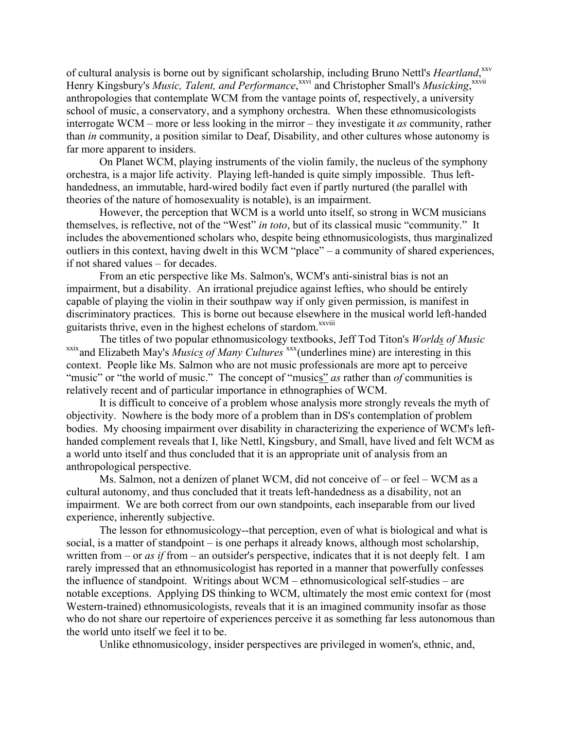of cultural analysis is borne out by significant scholarship, including Bruno Nettl's *Heartland*,[xxv] Henry Kingsbury's *Music, Talent, and Performance*,[xxvi] and Christopher Small's *Musicking*,[xxvii] anthropologies that contemplate WCM from the vantage points of, respectively, a university school of music, a conservatory, and a symphony orchestra. When these ethnomusicologists interrogate WCM – more or less looking in the mirror – they investigate it *as* community, rather than *in* community, a position similar to Deaf, Disability, and other cultures whose autonomy is far more apparent to insiders.

On Planet WCM, playing instruments of the violin family, the nucleus of the symphony orchestra, is a major life activity. Playing left-handed is quite simply impossible. Thus left-handedness, an immutable, hard-wired bodily fact even if partly nurtured (the parallel with theories of the nature of homosexuality is notable), is an impairment.

However, the perception that WCM is a world unto itself, so strong in WCM musicians themselves, is reflective, not of the "West" *in toto*, but of its classical music "community." It includes the abovementioned scholars who, despite being ethnomusicologists, thus marginalized outliers in this context, having dwelt in this WCM "place" – a community of shared experiences, if not shared values – for decades.

From an etic perspective like Ms. Salmon's, WCM's anti-sinistral bias is not an impairment, but a disability. An irrational prejudice against lefties, who should be entirely capable of playing the violin in their southpaw way if only given permission, is manifest in discriminatory practices. This is borne out because elsewhere in the musical world left-handed guitarists thrive, even in the highest echelons of stardom.[xxviii]

The titles of two popular ethnomusicology textbooks, Jeff Tod Titon's *World<u>s</u> of Music*[xxix] and Elizabeth May's *Music<u>s</u> of Many Cultures*[xxx] (underlines mine) are interesting in this context. People like Ms. Salmon who are not music professionals are more apt to perceive "music" or "the world of music." The concept of "music<u>s</u>" *as* rather than *of* communities is relatively recent and of particular importance in ethnographies of WCM.

It is difficult to conceive of a problem whose analysis more strongly reveals the myth of objectivity. Nowhere is the body more of a problem than in DS's contemplation of problem bodies. My choosing impairment over disability in characterizing the experience of WCM's left-handed complement reveals that I, like Nettl, Kingsbury, and Small, have lived and felt WCM as a world unto itself and thus concluded that it is an appropriate unit of analysis from an anthropological perspective.

Ms. Salmon, not a denizen of planet WCM, did not conceive of – or feel – WCM as a cultural autonomy, and thus concluded that it treats left-handedness as a disability, not an impairment. We are both correct from our own standpoints, each inseparable from our lived experience, inherently subjective.

The lesson for ethnomusicology--that perception, even of what is biological and what is social, is a matter of standpoint – is one perhaps it already knows, although most scholarship, written from – or *as if* from – an outsider's perspective, indicates that it is not deeply felt. I am rarely impressed that an ethnomusicologist has reported in a manner that powerfully confesses the influence of standpoint. Writings about WCM – ethnomusicological self-studies – are notable exceptions. Applying DS thinking to WCM, ultimately the most emic context for (most Western-trained) ethnomusicologists, reveals that it is an imagined community insofar as those who do not share our repertoire of experiences perceive it as something far less autonomous than the world unto itself we feel it to be.

Unlike ethnomusicology, insider perspectives are privileged in women's, ethnic, and,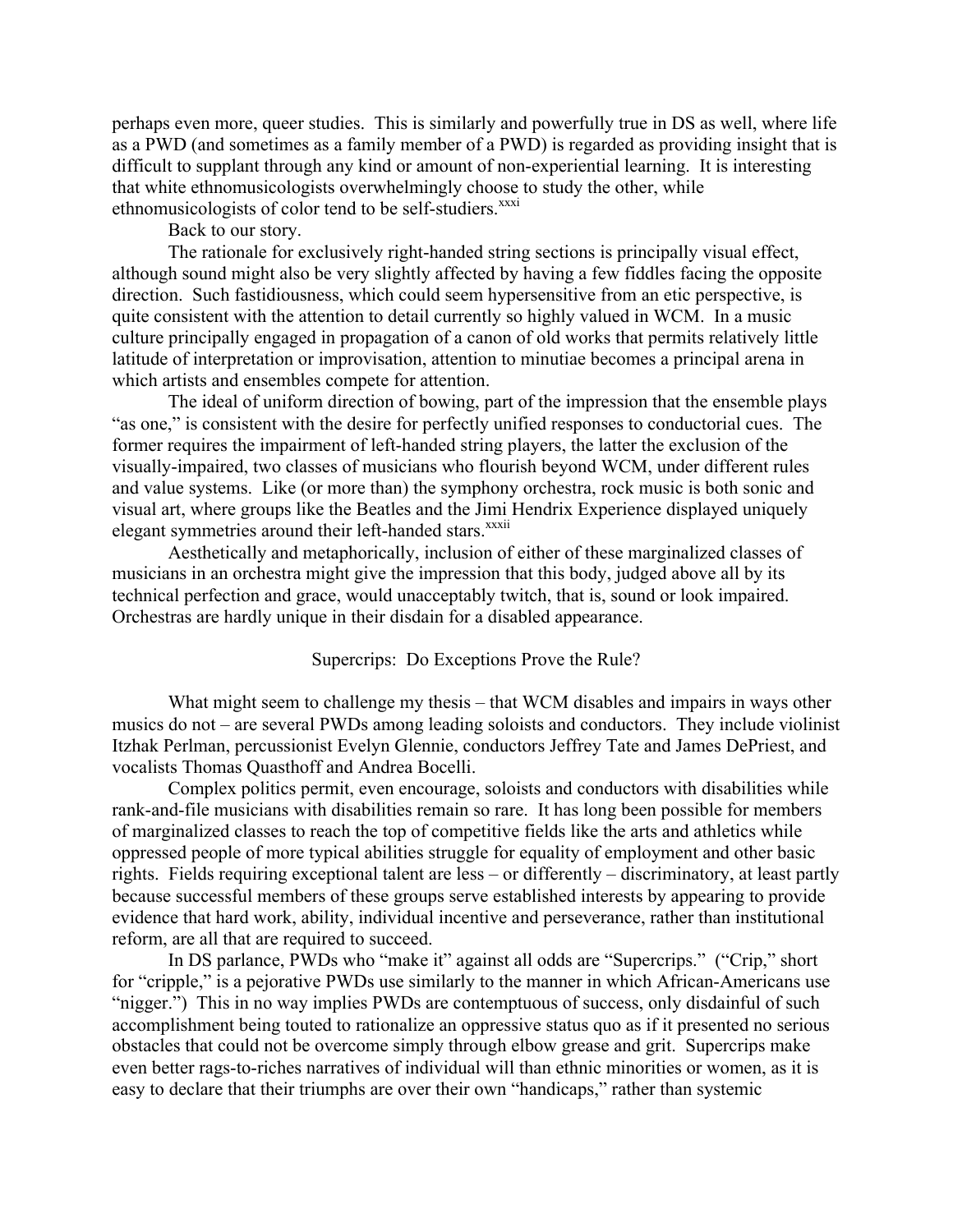perhaps even more, queer studies. This is similarly and powerfully true in DS as well, where life as a PWD (and sometimes as a family member of a PWD) is regarded as providing insight that is difficult to supplant through any kind or amount of non-experiential learning. It is interesting that white ethnomusicologists overwhelmingly choose to study the other, while ethnomusicologists of color tend to be self-studiers.[xxxi]

Back to our story.

The rationale for exclusively right-handed string sections is principally visual effect, although sound might also be very slightly affected by having a few fiddles facing the opposite direction. Such fastidiousness, which could seem hypersensitive from an etic perspective, is quite consistent with the attention to detail currently so highly valued in WCM. In a music culture principally engaged in propagation of a canon of old works that permits relatively little latitude of interpretation or improvisation, attention to minutiae becomes a principal arena in which artists and ensembles compete for attention.

The ideal of uniform direction of bowing, part of the impression that the ensemble plays "as one," is consistent with the desire for perfectly unified responses to conductorial cues. The former requires the impairment of left-handed string players, the latter the exclusion of the visually-impaired, two classes of musicians who flourish beyond WCM, under different rules and value systems. Like (or more than) the symphony orchestra, rock music is both sonic and visual art, where groups like the Beatles and the Jimi Hendrix Experience displayed uniquely elegant symmetries around their left-handed stars.[xxxii]

Aesthetically and metaphorically, inclusion of either of these marginalized classes of musicians in an orchestra might give the impression that this body, judged above all by its technical perfection and grace, would unacceptably twitch, that is, sound or look impaired. Orchestras are hardly unique in their disdain for a disabled appearance.

## Supercrips: Do Exceptions Prove the Rule?

What might seem to challenge my thesis – that WCM disables and impairs in ways other musics do not – are several PWDs among leading soloists and conductors. They include violinist Itzhak Perlman, percussionist Evelyn Glennie, conductors Jeffrey Tate and James DePriest, and vocalists Thomas Quasthoff and Andrea Bocelli.

Complex politics permit, even encourage, soloists and conductors with disabilities while rank-and-file musicians with disabilities remain so rare. It has long been possible for members of marginalized classes to reach the top of competitive fields like the arts and athletics while oppressed people of more typical abilities struggle for equality of employment and other basic rights. Fields requiring exceptional talent are less – or differently – discriminatory, at least partly because successful members of these groups serve established interests by appearing to provide evidence that hard work, ability, individual incentive and perseverance, rather than institutional reform, are all that are required to succeed.

In DS parlance, PWDs who "make it" against all odds are "Supercrips." ("Crip," short for "cripple," is a pejorative PWDs use similarly to the manner in which African-Americans use "nigger.") This in no way implies PWDs are contemptuous of success, only disdainful of such accomplishment being touted to rationalize an oppressive status quo as if it presented no serious obstacles that could not be overcome simply through elbow grease and grit. Supercrips make even better rags-to-riches narratives of individual will than ethnic minorities or women, as it is easy to declare that their triumphs are over their own "handicaps," rather than systemic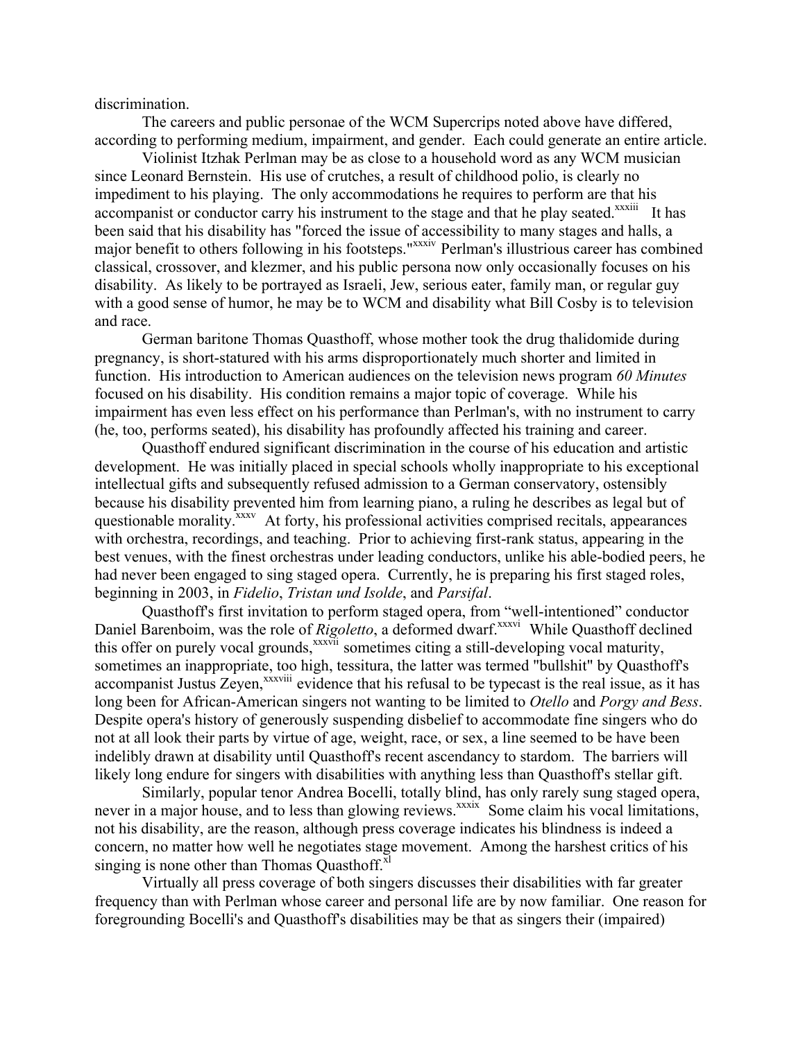discrimination.

The careers and public personae of the WCM Supercrips noted above have differed, according to performing medium, impairment, and gender. Each could generate an entire article.

Violinist Itzhak Perlman may be as close to a household word as any WCM musician since Leonard Bernstein. His use of crutches, a result of childhood polio, is clearly no impediment to his playing. The only accommodations he requires to perform are that his accompanist or conductor carry his instrument to the stage and that he play seated.[xxxiii] It has been said that his disability has "forced the issue of accessibility to many stages and halls, a major benefit to others following in his footsteps."[xxxiv] Perlman's illustrious career has combined classical, crossover, and klezmer, and his public persona now only occasionally focuses on his disability. As likely to be portrayed as Israeli, Jew, serious eater, family man, or regular guy with a good sense of humor, he may be to WCM and disability what Bill Cosby is to television and race.

German baritone Thomas Quasthoff, whose mother took the drug thalidomide during pregnancy, is short-statured with his arms disproportionately much shorter and limited in function. His introduction to American audiences on the television news program *60 Minutes* focused on his disability. His condition remains a major topic of coverage. While his impairment has even less effect on his performance than Perlman's, with no instrument to carry (he, too, performs seated), his disability has profoundly affected his training and career.

Quasthoff endured significant discrimination in the course of his education and artistic development. He was initially placed in special schools wholly inappropriate to his exceptional intellectual gifts and subsequently refused admission to a German conservatory, ostensibly because his disability prevented him from learning piano, a ruling he describes as legal but of questionable morality.[xxxv] At forty, his professional activities comprised recitals, appearances with orchestra, recordings, and teaching. Prior to achieving first-rank status, appearing in the best venues, with the finest orchestras under leading conductors, unlike his able-bodied peers, he had never been engaged to sing staged opera. Currently, he is preparing his first staged roles, beginning in 2003, in *Fidelio*, *Tristan und Isolde*, and *Parsifal*.

Quasthoff's first invitation to perform staged opera, from "well-intentioned" conductor Daniel Barenboim, was the role of *Rigoletto*, a deformed dwarf.[xxxvi] While Quasthoff declined this offer on purely vocal grounds,[xxxvii] sometimes citing a still-developing vocal maturity, sometimes an inappropriate, too high, tessitura, the latter was termed "bullshit" by Quasthoff's accompanist Justus Zeyen,[xxxviii] evidence that his refusal to be typecast is the real issue, as it has long been for African-American singers not wanting to be limited to *Otello* and *Porgy and Bess*. Despite opera's history of generously suspending disbelief to accommodate fine singers who do not at all look their parts by virtue of age, weight, race, or sex, a line seemed to be have been indelibly drawn at disability until Quasthoff's recent ascendancy to stardom. The barriers will likely long endure for singers with disabilities with anything less than Quasthoff's stellar gift.

Similarly, popular tenor Andrea Bocelli, totally blind, has only rarely sung staged opera, never in a major house, and to less than glowing reviews.[xxxix] Some claim his vocal limitations, not his disability, are the reason, although press coverage indicates his blindness is indeed a concern, no matter how well he negotiates stage movement. Among the harshest critics of his singing is none other than Thomas Quasthoff.[xl]

Virtually all press coverage of both singers discusses their disabilities with far greater frequency than with Perlman whose career and personal life are by now familiar. One reason for foregrounding Bocelli's and Quasthoff's disabilities may be that as singers their (impaired)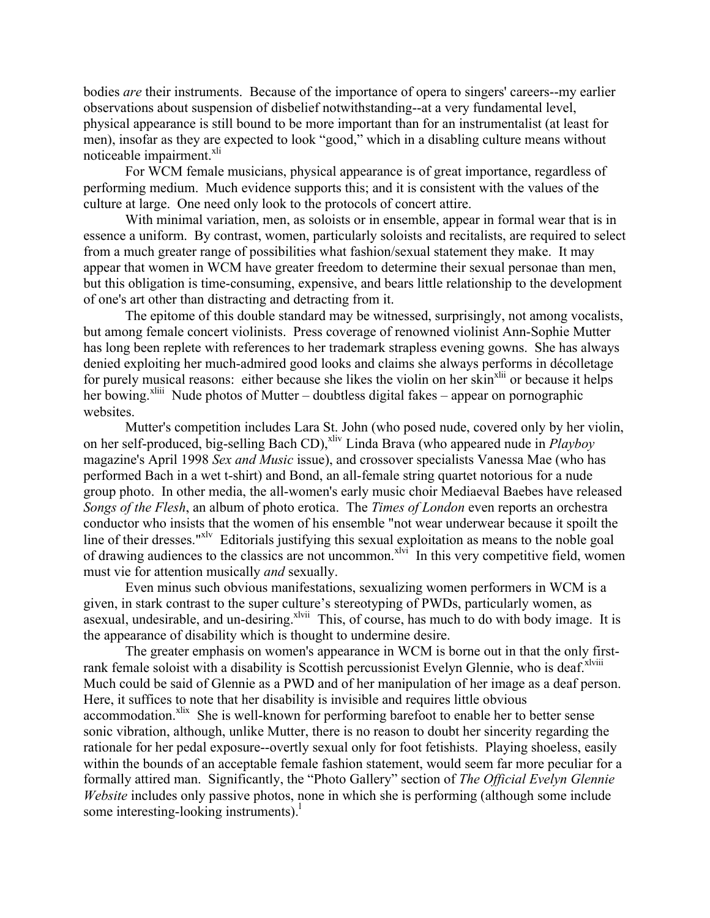bodies *are* their instruments. Because of the importance of opera to singers' careers--my earlier observations about suspension of disbelief notwithstanding--at a very fundamental level, physical appearance is still bound to be more important than for an instrumentalist (at least for men), insofar as they are expected to look "good," which in a disabling culture means without noticeable impairment.[xli]

For WCM female musicians, physical appearance is of great importance, regardless of performing medium. Much evidence supports this; and it is consistent with the values of the culture at large. One need only look to the protocols of concert attire.

With minimal variation, men, as soloists or in ensemble, appear in formal wear that is in essence a uniform. By contrast, women, particularly soloists and recitalists, are required to select from a much greater range of possibilities what fashion/sexual statement they make. It may appear that women in WCM have greater freedom to determine their sexual personae than men, but this obligation is time-consuming, expensive, and bears little relationship to the development of one's art other than distracting and detracting from it.

The epitome of this double standard may be witnessed, surprisingly, not among vocalists, but among female concert violinists. Press coverage of renowned violinist Ann-Sophie Mutter has long been replete with references to her trademark strapless evening gowns. She has always denied exploiting her much-admired good looks and claims she always performs in décolletage for purely musical reasons: either because she likes the violin on her skin[xlii] or because it helps her bowing.[xliii] Nude photos of Mutter – doubtless digital fakes – appear on pornographic websites.

Mutter's competition includes Lara St. John (who posed nude, covered only by her violin, on her self-produced, big-selling Bach CD),[xliv] Linda Brava (who appeared nude in *Playboy* magazine's April 1998 *Sex and Music* issue), and crossover specialists Vanessa Mae (who has performed Bach in a wet t-shirt) and Bond, an all-female string quartet notorious for a nude group photo. In other media, the all-women's early music choir Mediaeval Baebes have released *Songs of the Flesh*, an album of photo erotica. The *Times of London* even reports an orchestra conductor who insists that the women of his ensemble "not wear underwear because it spoilt the line of their dresses."[xlv] Editorials justifying this sexual exploitation as means to the noble goal of drawing audiences to the classics are not uncommon.[xlvi] In this very competitive field, women must vie for attention musically *and* sexually.

Even minus such obvious manifestations, sexualizing women performers in WCM is a given, in stark contrast to the super culture's stereotyping of PWDs, particularly women, as asexual, undesirable, and un-desiring.[xlvii] This, of course, has much to do with body image. It is the appearance of disability which is thought to undermine desire.

The greater emphasis on women's appearance in WCM is borne out in that the only first-rank female soloist with a disability is Scottish percussionist Evelyn Glennie, who is deaf.[xlviii] Much could be said of Glennie as a PWD and of her manipulation of her image as a deaf person. Here, it suffices to note that her disability is invisible and requires little obvious accommodation.[xlix] She is well-known for performing barefoot to enable her to better sense sonic vibration, although, unlike Mutter, there is no reason to doubt her sincerity regarding the rationale for her pedal exposure--overtly sexual only for foot fetishists. Playing shoeless, easily within the bounds of an acceptable female fashion statement, would seem far more peculiar for a formally attired man. Significantly, the "Photo Gallery" section of *The Official Evelyn Glennie Website* includes only passive photos, none in which she is performing (although some include some interesting-looking instruments).[l]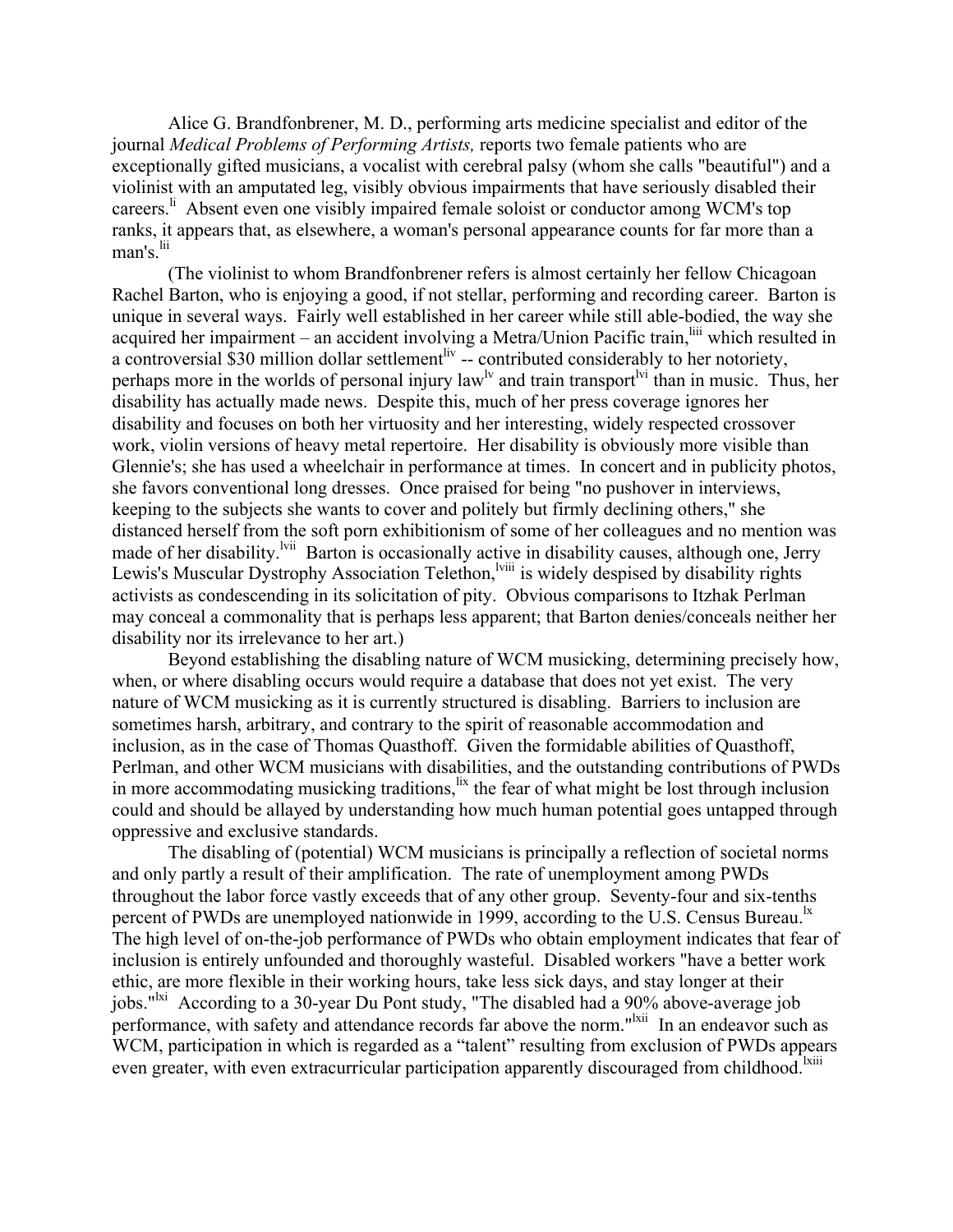Alice G. Brandfonbrener, M. D., performing arts medicine specialist and editor of the journal *Medical Problems of Performing Artists,* reports two female patients who are exceptionally gifted musicians, a vocalist with cerebral palsy (whom she calls "beautiful") and a violinist with an amputated leg, visibly obvious impairments that have seriously disabled their careers.[li] Absent even one visibly impaired female soloist or conductor among WCM's top ranks, it appears that, as elsewhere, a woman's personal appearance counts for far more than a man's.[lii]

(The violinist to whom Brandfonbrener refers is almost certainly her fellow Chicagoan Rachel Barton, who is enjoying a good, if not stellar, performing and recording career. Barton is unique in several ways. Fairly well established in her career while still able-bodied, the way she acquired her impairment – an accident involving a Metra/Union Pacific train,[liii] which resulted in a controversial $30 million dollar settlement[liv] -- contributed considerably to her notoriety, perhaps more in the worlds of personal injury law[lv] and train transport[lvi] than in music. Thus, her disability has actually made news. Despite this, much of her press coverage ignores her disability and focuses on both her virtuosity and her interesting, widely respected crossover work, violin versions of heavy metal repertoire. Her disability is obviously more visible than Glennie's; she has used a wheelchair in performance at times. In concert and in publicity photos, she favors conventional long dresses. Once praised for being "no pushover in interviews, keeping to the subjects she wants to cover and politely but firmly declining others," she distanced herself from the soft porn exhibitionism of some of her colleagues and no mention was made of her disability.[lvii] Barton is occasionally active in disability causes, although one, Jerry Lewis's Muscular Dystrophy Association Telethon,[lviii] is widely despised by disability rights activists as condescending in its solicitation of pity. Obvious comparisons to Itzhak Perlman may conceal a commonality that is perhaps less apparent; that Barton denies/conceals neither her disability nor its irrelevance to her art.)

Beyond establishing the disabling nature of WCM musicking, determining precisely how, when, or where disabling occurs would require a database that does not yet exist. The very nature of WCM musicking as it is currently structured is disabling. Barriers to inclusion are sometimes harsh, arbitrary, and contrary to the spirit of reasonable accommodation and inclusion, as in the case of Thomas Quasthoff. Given the formidable abilities of Quasthoff, Perlman, and other WCM musicians with disabilities, and the outstanding contributions of PWDs in more accommodating musicking traditions,[lix] the fear of what might be lost through inclusion could and should be allayed by understanding how much human potential goes untapped through oppressive and exclusive standards.

The disabling of (potential) WCM musicians is principally a reflection of societal norms and only partly a result of their amplification. The rate of unemployment among PWDs throughout the labor force vastly exceeds that of any other group. Seventy-four and six-tenths percent of PWDs are unemployed nationwide in 1999, according to the U.S. Census Bureau.[lx] The high level of on-the-job performance of PWDs who obtain employment indicates that fear of inclusion is entirely unfounded and thoroughly wasteful. Disabled workers "have a better work ethic, are more flexible in their working hours, take less sick days, and stay longer at their jobs."[lxi] According to a 30-year Du Pont study, "The disabled had a 90% above-average job performance, with safety and attendance records far above the norm."[lxii] In an endeavor such as WCM, participation in which is regarded as a "talent" resulting from exclusion of PWDs appears even greater, with even extracurricular participation apparently discouraged from childhood.[lxiii]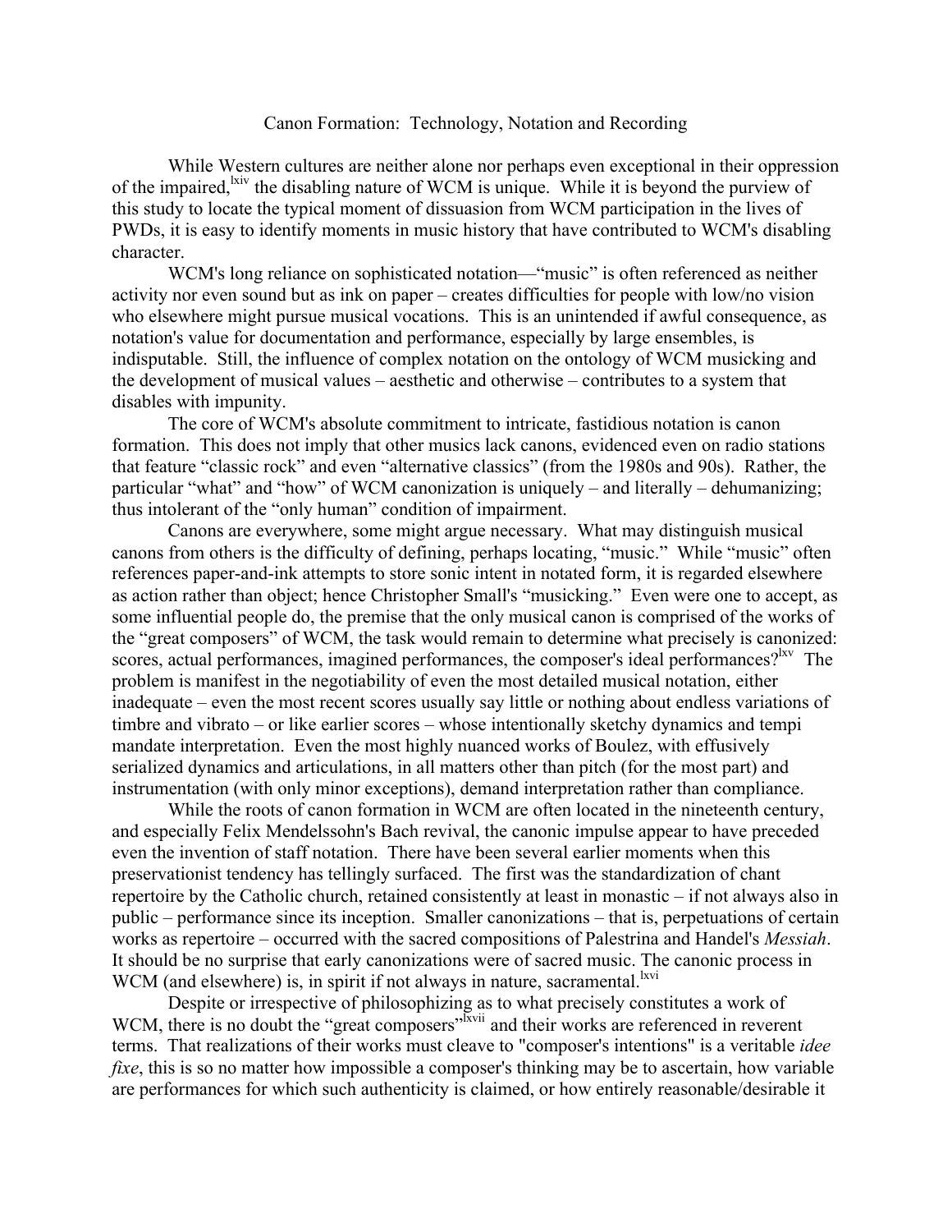## Canon Formation: Technology, Notation and Recording

While Western cultures are neither alone nor perhaps even exceptional in their oppression of the impaired,[lxiv] the disabling nature of WCM is unique. While it is beyond the purview of this study to locate the typical moment of dissuasion from WCM participation in the lives of PWDs, it is easy to identify moments in music history that have contributed to WCM's disabling character.

WCM's long reliance on sophisticated notation—"music" is often referenced as neither activity nor even sound but as ink on paper – creates difficulties for people with low/no vision who elsewhere might pursue musical vocations. This is an unintended if awful consequence, as notation's value for documentation and performance, especially by large ensembles, is indisputable. Still, the influence of complex notation on the ontology of WCM musicking and the development of musical values – aesthetic and otherwise – contributes to a system that disables with impunity.

The core of WCM's absolute commitment to intricate, fastidious notation is canon formation. This does not imply that other musics lack canons, evidenced even on radio stations that feature "classic rock" and even "alternative classics" (from the 1980s and 90s). Rather, the particular "what" and "how" of WCM canonization is uniquely – and literally – dehumanizing; thus intolerant of the "only human" condition of impairment.

Canons are everywhere, some might argue necessary. What may distinguish musical canons from others is the difficulty of defining, perhaps locating, "music." While "music" often references paper-and-ink attempts to store sonic intent in notated form, it is regarded elsewhere as action rather than object; hence Christopher Small's "musicking." Even were one to accept, as some influential people do, the premise that the only musical canon is comprised of the works of the "great composers" of WCM, the task would remain to determine what precisely is canonized: scores, actual performances, imagined performances, the composer's ideal performances?[lxv] The problem is manifest in the negotiability of even the most detailed musical notation, either inadequate – even the most recent scores usually say little or nothing about endless variations of timbre and vibrato – or like earlier scores – whose intentionally sketchy dynamics and tempi mandate interpretation. Even the most highly nuanced works of Boulez, with effusively serialized dynamics and articulations, in all matters other than pitch (for the most part) and instrumentation (with only minor exceptions), demand interpretation rather than compliance.

While the roots of canon formation in WCM are often located in the nineteenth century, and especially Felix Mendelssohn's Bach revival, the canonic impulse appear to have preceded even the invention of staff notation. There have been several earlier moments when this preservationist tendency has tellingly surfaced. The first was the standardization of chant repertoire by the Catholic church, retained consistently at least in monastic – if not always also in public – performance since its inception. Smaller canonizations – that is, perpetuations of certain works as repertoire – occurred with the sacred compositions of Palestrina and Handel's *Messiah*. It should be no surprise that early canonizations were of sacred music. The canonic process in WCM (and elsewhere) is, in spirit if not always in nature, sacramental.[lxvi]

Despite or irrespective of philosophizing as to what precisely constitutes a work of WCM, there is no doubt the "great composers"[lxvii] and their works are referenced in reverent terms. That realizations of their works must cleave to "composer's intentions" is a veritable *idee fixe*, this is so no matter how impossible a composer's thinking may be to ascertain, how variable are performances for which such authenticity is claimed, or how entirely reasonable/desirable it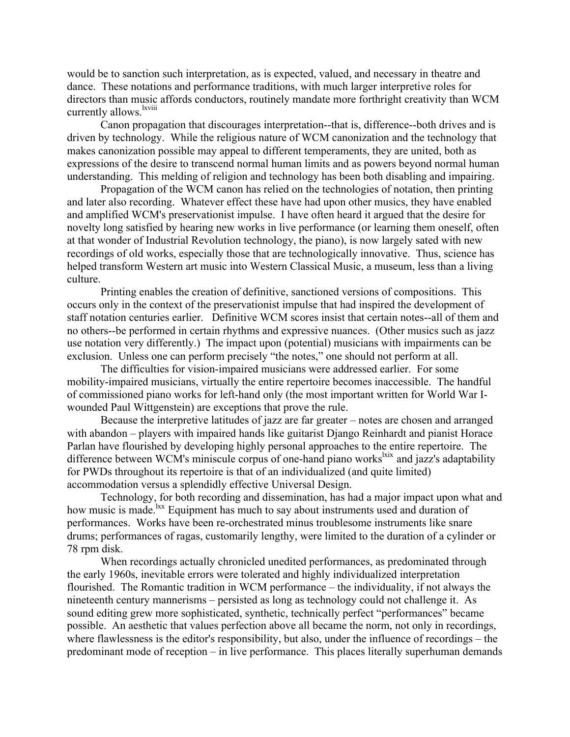would be to sanction such interpretation, as is expected, valued, and necessary in theatre and dance. These notations and performance traditions, with much larger interpretive roles for directors than music affords conductors, routinely mandate more forthright creativity than WCM currently allows.[lxviii]

Canon propagation that discourages interpretation--that is, difference--both drives and is driven by technology. While the religious nature of WCM canonization and the technology that makes canonization possible may appeal to different temperaments, they are united, both as expressions of the desire to transcend normal human limits and as powers beyond normal human understanding. This melding of religion and technology has been both disabling and impairing.

Propagation of the WCM canon has relied on the technologies of notation, then printing and later also recording. Whatever effect these have had upon other musics, they have enabled and amplified WCM's preservationist impulse. I have often heard it argued that the desire for novelty long satisfied by hearing new works in live performance (or learning them oneself, often at that wonder of Industrial Revolution technology, the piano), is now largely sated with new recordings of old works, especially those that are technologically innovative. Thus, science has helped transform Western art music into Western Classical Music, a museum, less than a living culture.

Printing enables the creation of definitive, sanctioned versions of compositions. This occurs only in the context of the preservationist impulse that had inspired the development of staff notation centuries earlier. Definitive WCM scores insist that certain notes--all of them and no others--be performed in certain rhythms and expressive nuances. (Other musics such as jazz use notation very differently.) The impact upon (potential) musicians with impairments can be exclusion. Unless one can perform precisely "the notes," one should not perform at all.

The difficulties for vision-impaired musicians were addressed earlier. For some mobility-impaired musicians, virtually the entire repertoire becomes inaccessible. The handful of commissioned piano works for left-hand only (the most important written for World War I-wounded Paul Wittgenstein) are exceptions that prove the rule.

Because the interpretive latitudes of jazz are far greater – notes are chosen and arranged with abandon – players with impaired hands like guitarist Django Reinhardt and pianist Horace Parlan have flourished by developing highly personal approaches to the entire repertoire. The difference between WCM's miniscule corpus of one-hand piano works[lxix] and jazz's adaptability for PWDs throughout its repertoire is that of an individualized (and quite limited) accommodation versus a splendidly effective Universal Design.

Technology, for both recording and dissemination, has had a major impact upon what and how music is made.[lxx] Equipment has much to say about instruments used and duration of performances. Works have been re-orchestrated minus troublesome instruments like snare drums; performances of ragas, customarily lengthy, were limited to the duration of a cylinder or 78 rpm disk.

When recordings actually chronicled unedited performances, as predominated through the early 1960s, inevitable errors were tolerated and highly individualized interpretation flourished. The Romantic tradition in WCM performance – the individuality, if not always the nineteenth century mannerisms – persisted as long as technology could not challenge it. As sound editing grew more sophisticated, synthetic, technically perfect "performances" became possible. An aesthetic that values perfection above all became the norm, not only in recordings, where flawlessness is the editor's responsibility, but also, under the influence of recordings – the predominant mode of reception – in live performance. This places literally superhuman demands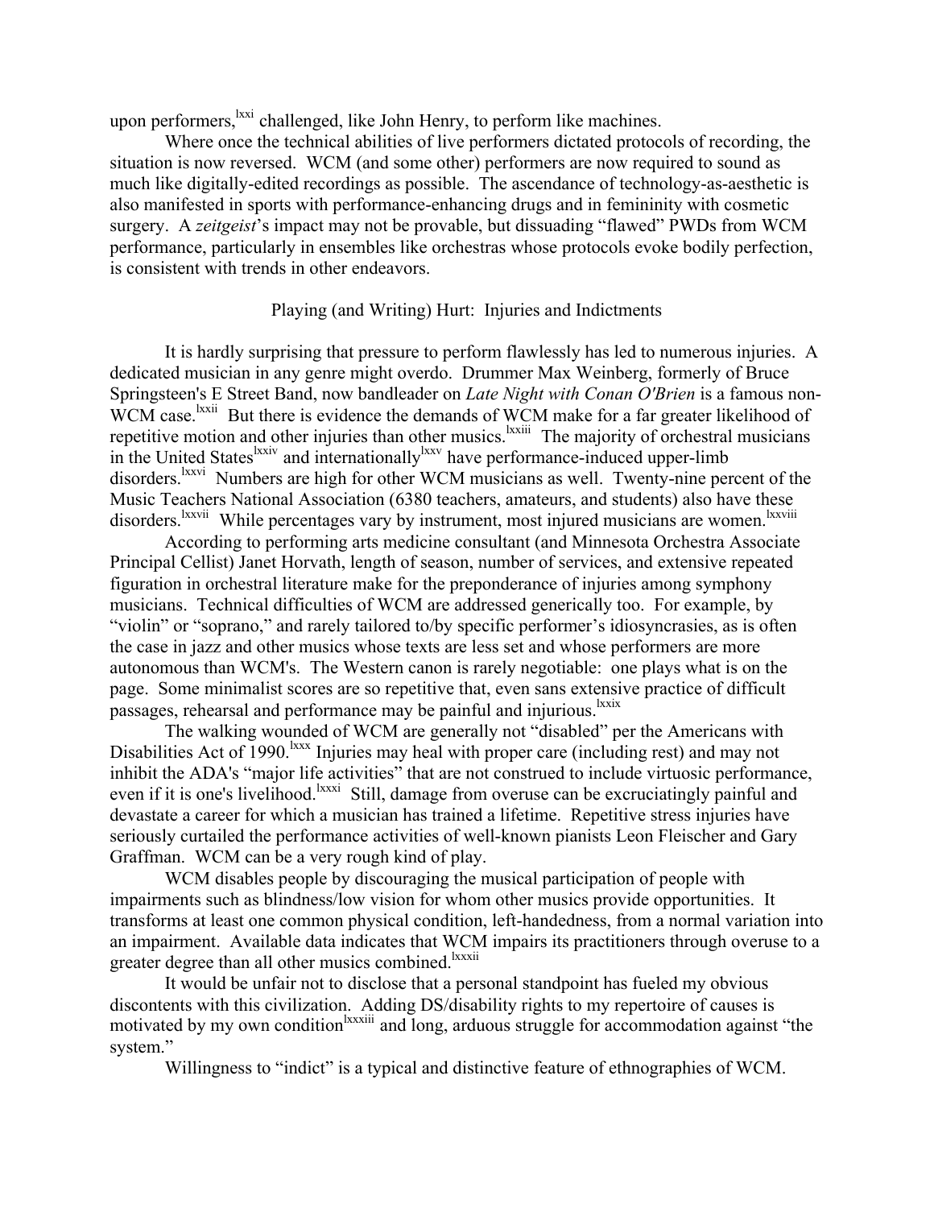upon performers,[lxxi] challenged, like John Henry, to perform like machines.

Where once the technical abilities of live performers dictated protocols of recording, the situation is now reversed. WCM (and some other) performers are now required to sound as much like digitally-edited recordings as possible. The ascendance of technology-as-aesthetic is also manifested in sports with performance-enhancing drugs and in femininity with cosmetic surgery. A *zeitgeist*'s impact may not be provable, but dissuading "flawed" PWDs from WCM performance, particularly in ensembles like orchestras whose protocols evoke bodily perfection, is consistent with trends in other endeavors.

## Playing (and Writing) Hurt: Injuries and Indictments

It is hardly surprising that pressure to perform flawlessly has led to numerous injuries. A dedicated musician in any genre might overdo. Drummer Max Weinberg, formerly of Bruce Springsteen's E Street Band, now bandleader on *Late Night with Conan O'Brien* is a famous non-WCM case.[lxxii] But there is evidence the demands of WCM make for a far greater likelihood of repetitive motion and other injuries than other musics.[lxxiii] The majority of orchestral musicians in the United States[lxxiv] and internationally[lxxv] have performance-induced upper-limb disorders.[lxxvi] Numbers are high for other WCM musicians as well. Twenty-nine percent of the Music Teachers National Association (6380 teachers, amateurs, and students) also have these disorders.[lxxvii] While percentages vary by instrument, most injured musicians are women.[lxxviii]

According to performing arts medicine consultant (and Minnesota Orchestra Associate Principal Cellist) Janet Horvath, length of season, number of services, and extensive repeated figuration in orchestral literature make for the preponderance of injuries among symphony musicians. Technical difficulties of WCM are addressed generically too. For example, by "violin" or "soprano," and rarely tailored to/by specific performer's idiosyncrasies, as is often the case in jazz and other musics whose texts are less set and whose performers are more autonomous than WCM's. The Western canon is rarely negotiable: one plays what is on the page. Some minimalist scores are so repetitive that, even sans extensive practice of difficult passages, rehearsal and performance may be painful and injurious.[lxxix]

The walking wounded of WCM are generally not "disabled" per the Americans with Disabilities Act of 1990.[lxxx] Injuries may heal with proper care (including rest) and may not inhibit the ADA's "major life activities" that are not construed to include virtuosic performance, even if it is one's livelihood.[lxxxi] Still, damage from overuse can be excruciatingly painful and devastate a career for which a musician has trained a lifetime. Repetitive stress injuries have seriously curtailed the performance activities of well-known pianists Leon Fleischer and Gary Graffman. WCM can be a very rough kind of play.

WCM disables people by discouraging the musical participation of people with impairments such as blindness/low vision for whom other musics provide opportunities. It transforms at least one common physical condition, left-handedness, from a normal variation into an impairment. Available data indicates that WCM impairs its practitioners through overuse to a greater degree than all other musics combined.[lxxxii]

It would be unfair not to disclose that a personal standpoint has fueled my obvious discontents with this civilization. Adding DS/disability rights to my repertoire of causes is motivated by my own condition[lxxxiii] and long, arduous struggle for accommodation against "the system."

Willingness to "indict" is a typical and distinctive feature of ethnographies of WCM.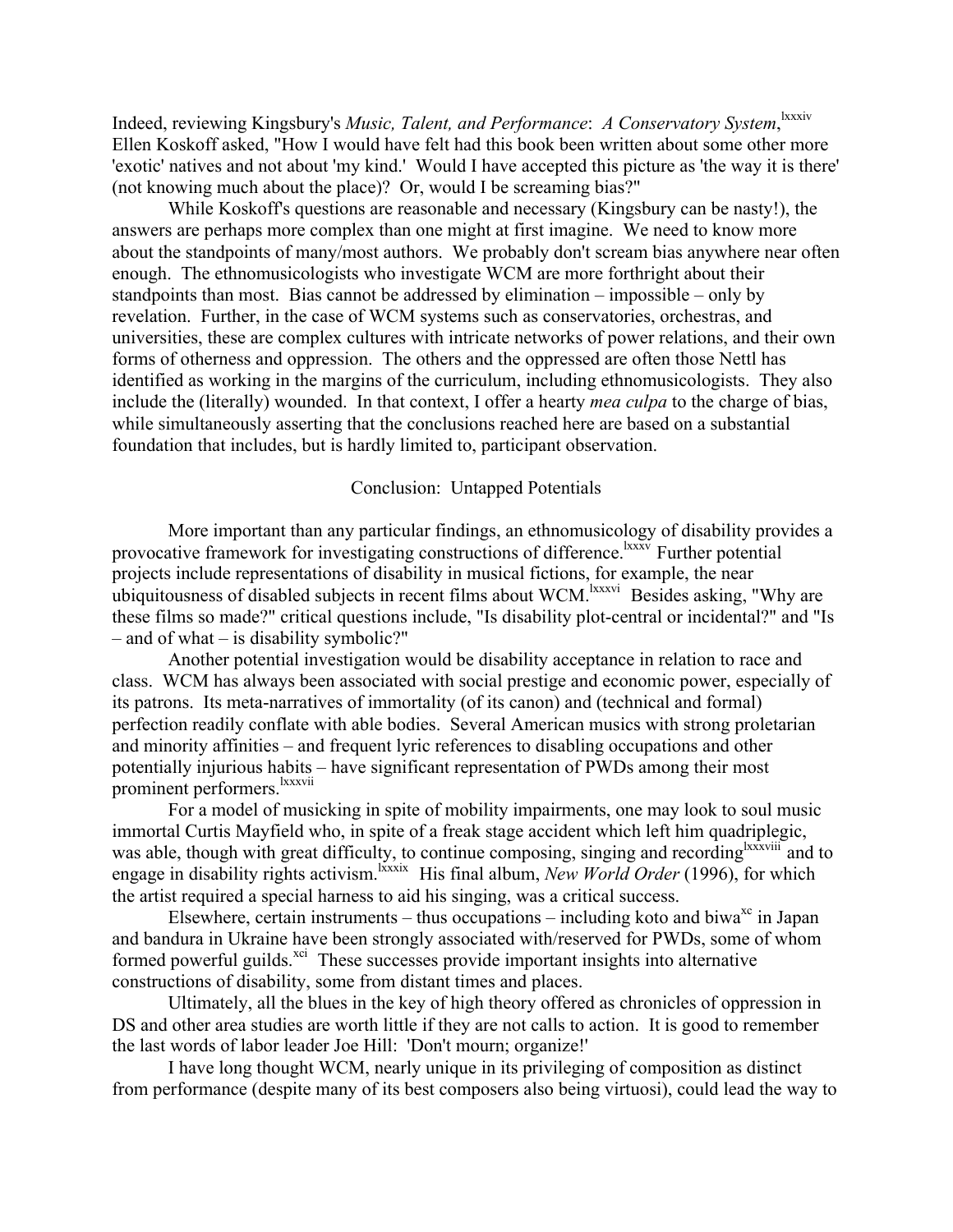Indeed, reviewing Kingsbury's *Music, Talent, and Performance*: *A Conservatory System*,[lxxxiv] Ellen Koskoff asked, "How I would have felt had this book been written about some other more 'exotic' natives and not about 'my kind.' Would I have accepted this picture as 'the way it is there' (not knowing much about the place)? Or, would I be screaming bias?"

While Koskoff's questions are reasonable and necessary (Kingsbury can be nasty!), the answers are perhaps more complex than one might at first imagine. We need to know more about the standpoints of many/most authors. We probably don't scream bias anywhere near often enough. The ethnomusicologists who investigate WCM are more forthright about their standpoints than most. Bias cannot be addressed by elimination – impossible – only by revelation. Further, in the case of WCM systems such as conservatories, orchestras, and universities, these are complex cultures with intricate networks of power relations, and their own forms of otherness and oppression. The others and the oppressed are often those Nettl has identified as working in the margins of the curriculum, including ethnomusicologists. They also include the (literally) wounded. In that context, I offer a hearty *mea culpa* to the charge of bias, while simultaneously asserting that the conclusions reached here are based on a substantial foundation that includes, but is hardly limited to, participant observation.

## Conclusion: Untapped Potentials

More important than any particular findings, an ethnomusicology of disability provides a provocative framework for investigating constructions of difference.[lxxxv] Further potential projects include representations of disability in musical fictions, for example, the near ubiquitousness of disabled subjects in recent films about WCM.[lxxxvi] Besides asking, "Why are these films so made?" critical questions include, "Is disability plot-central or incidental?" and "Is – and of what – is disability symbolic?"

Another potential investigation would be disability acceptance in relation to race and class. WCM has always been associated with social prestige and economic power, especially of its patrons. Its meta-narratives of immortality (of its canon) and (technical and formal) perfection readily conflate with able bodies. Several American musics with strong proletarian and minority affinities – and frequent lyric references to disabling occupations and other potentially injurious habits – have significant representation of PWDs among their most prominent performers.[lxxxvii]

For a model of musicking in spite of mobility impairments, one may look to soul music immortal Curtis Mayfield who, in spite of a freak stage accident which left him quadriplegic, was able, though with great difficulty, to continue composing, singing and recording[lxxxviii] and to engage in disability rights activism.[lxxxix] His final album, *New World Order* (1996), for which the artist required a special harness to aid his singing, was a critical success.

Elsewhere, certain instruments – thus occupations – including koto and biwa[xc] in Japan and bandura in Ukraine have been strongly associated with/reserved for PWDs, some of whom formed powerful guilds.[xci] These successes provide important insights into alternative constructions of disability, some from distant times and places.

Ultimately, all the blues in the key of high theory offered as chronicles of oppression in DS and other area studies are worth little if they are not calls to action. It is good to remember the last words of labor leader Joe Hill: 'Don't mourn; organize!'

I have long thought WCM, nearly unique in its privileging of composition as distinct from performance (despite many of its best composers also being virtuosi), could lead the way to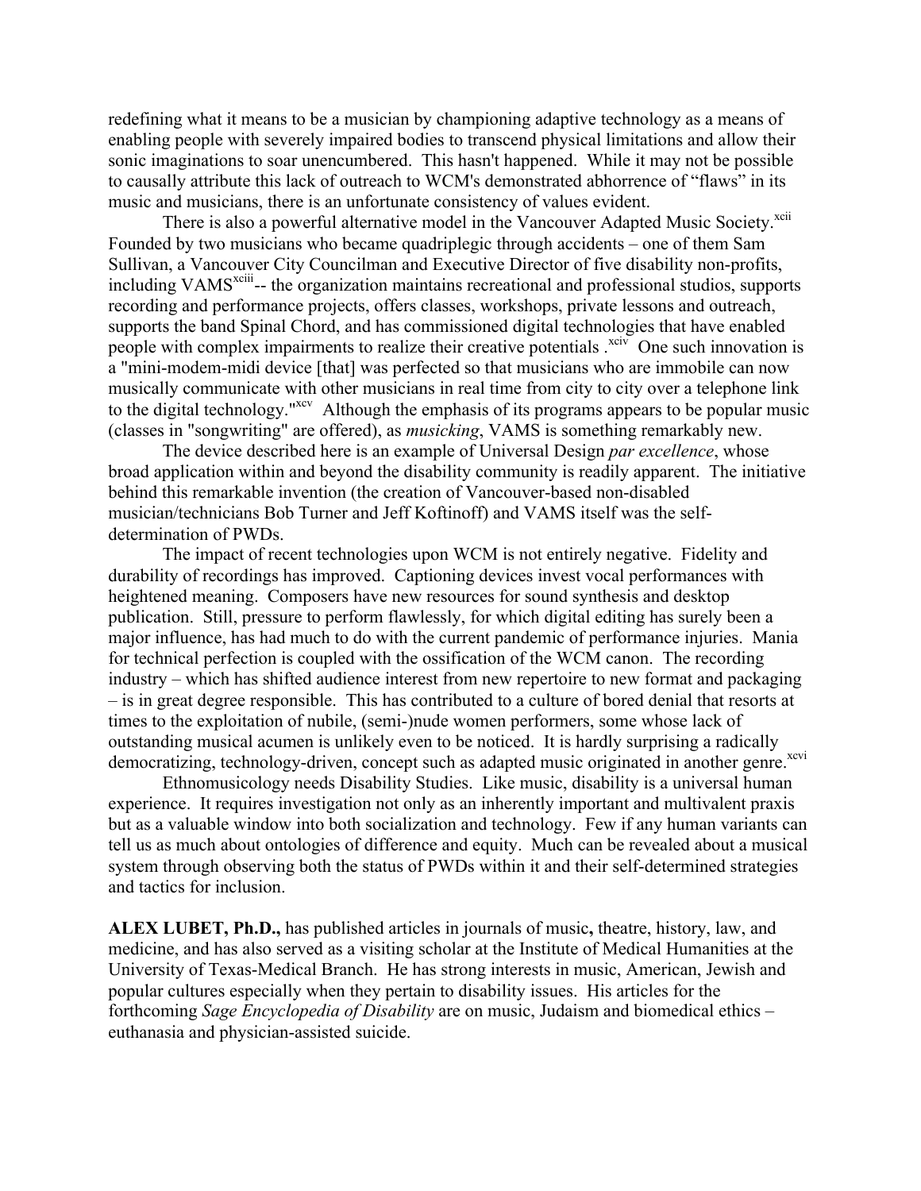redefining what it means to be a musician by championing adaptive technology as a means of enabling people with severely impaired bodies to transcend physical limitations and allow their sonic imaginations to soar unencumbered. This hasn't happened. While it may not be possible to causally attribute this lack of outreach to WCM's demonstrated abhorrence of "flaws" in its music and musicians, there is an unfortunate consistency of values evident.

There is also a powerful alternative model in the Vancouver Adapted Music Society.[xcii] Founded by two musicians who became quadriplegic through accidents – one of them Sam Sullivan, a Vancouver City Councilman and Executive Director of five disability non-profits, including VAMS[xciii]-- the organization maintains recreational and professional studios, supports recording and performance projects, offers classes, workshops, private lessons and outreach, supports the band Spinal Chord, and has commissioned digital technologies that have enabled people with complex impairments to realize their creative potentials .[xciv] One such innovation is a "mini-modem-midi device [that] was perfected so that musicians who are immobile can now musically communicate with other musicians in real time from city to city over a telephone link to the digital technology."[xcv] Although the emphasis of its programs appears to be popular music (classes in "songwriting" are offered), as *musicking*, VAMS is something remarkably new.

The device described here is an example of Universal Design *par excellence*, whose broad application within and beyond the disability community is readily apparent. The initiative behind this remarkable invention (the creation of Vancouver-based non-disabled musician/technicians Bob Turner and Jeff Koftinoff) and VAMS itself was the self-determination of PWDs.

The impact of recent technologies upon WCM is not entirely negative. Fidelity and durability of recordings has improved. Captioning devices invest vocal performances with heightened meaning. Composers have new resources for sound synthesis and desktop publication. Still, pressure to perform flawlessly, for which digital editing has surely been a major influence, has had much to do with the current pandemic of performance injuries. Mania for technical perfection is coupled with the ossification of the WCM canon. The recording industry – which has shifted audience interest from new repertoire to new format and packaging – is in great degree responsible. This has contributed to a culture of bored denial that resorts at times to the exploitation of nubile, (semi-)nude women performers, some whose lack of outstanding musical acumen is unlikely even to be noticed. It is hardly surprising a radically democratizing, technology-driven, concept such as adapted music originated in another genre.[xcvi]

Ethnomusicology needs Disability Studies. Like music, disability is a universal human experience. It requires investigation not only as an inherently important and multivalent praxis but as a valuable window into both socialization and technology. Few if any human variants can tell us as much about ontologies of difference and equity. Much can be revealed about a musical system through observing both the status of PWDs within it and their self-determined strategies and tactics for inclusion.

**ALEX LUBET, Ph.D.,** has published articles in journals of music**,** theatre, history, law, and medicine, and has also served as a visiting scholar at the Institute of Medical Humanities at the University of Texas-Medical Branch. He has strong interests in music, American, Jewish and popular cultures especially when they pertain to disability issues. His articles for the forthcoming *Sage Encyclopedia of Disability* are on music, Judaism and biomedical ethics – euthanasia and physician-assisted suicide.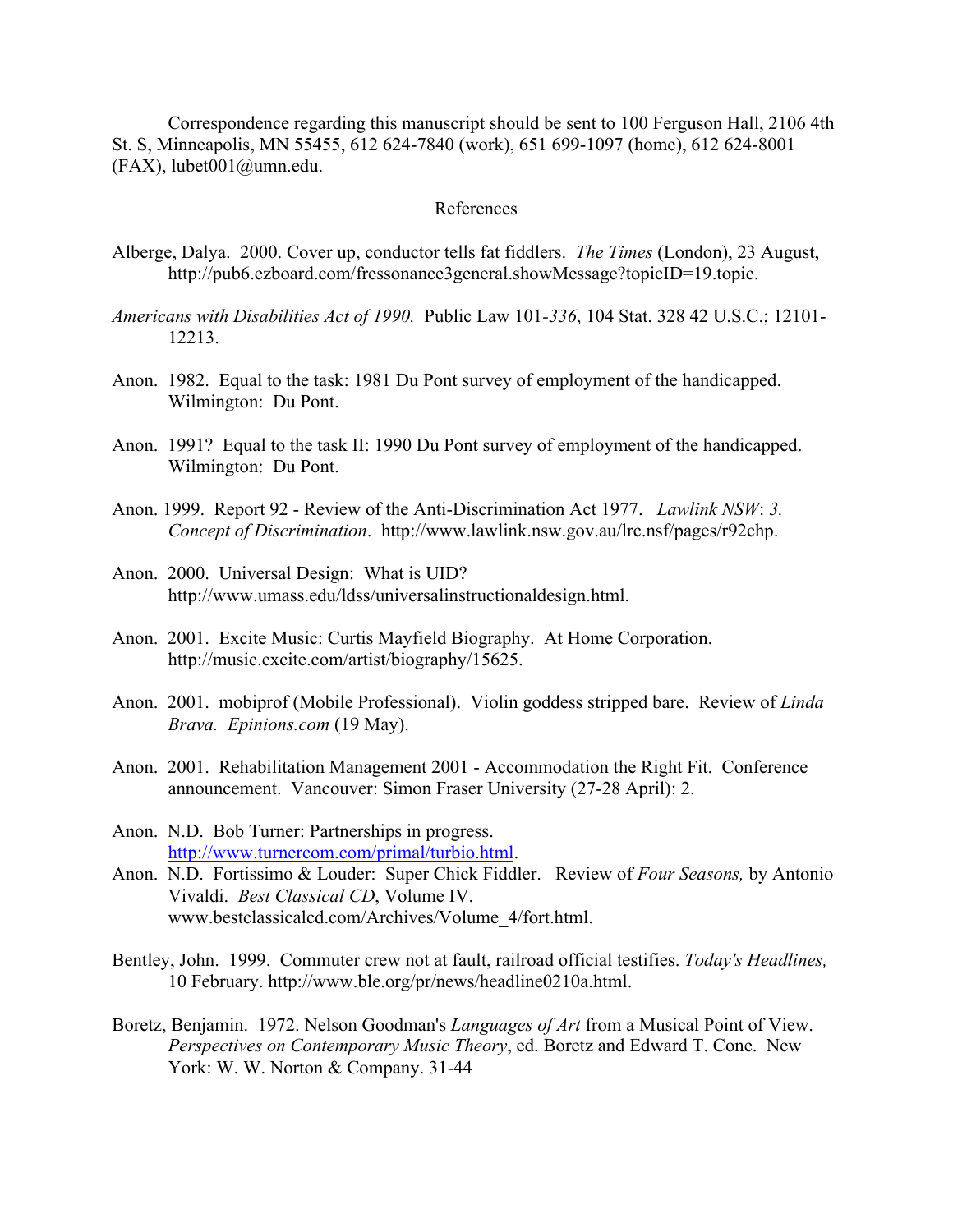Correspondence regarding this manuscript should be sent to 100 Ferguson Hall, 2106 4th St. S, Minneapolis, MN 55455, 612 624-7840 (work), 651 699-1097 (home), 612 624-8001 (FAX), lubet001@umn.edu.

## References

Alberge, Dalya. 2000. Cover up, conductor tells fat fiddlers. *The Times* (London), 23 August, http://pub6.ezboard.com/fressonance3general.showMessage?topicID=19.topic.

*Americans with Disabilities Act of 1990.* Public Law 101-*336*, 104 Stat. 328 42 U.S.C.; 12101-12213.

Anon. 1982. Equal to the task: 1981 Du Pont survey of employment of the handicapped. Wilmington: Du Pont.

Anon. 1991? Equal to the task II: 1990 Du Pont survey of employment of the handicapped. Wilmington: Du Pont.

Anon. 1999. Report 92 - Review of the Anti-Discrimination Act 1977. *Lawlink NSW*: *3. Concept of Discrimination*. http://www.lawlink.nsw.gov.au/lrc.nsf/pages/r92chp.

Anon. 2000. Universal Design: What is UID? http://www.umass.edu/ldss/universalinstructionaldesign.html.

Anon. 2001. Excite Music: Curtis Mayfield Biography. At Home Corporation. http://music.excite.com/artist/biography/15625.

Anon. 2001. mobiprof (Mobile Professional). Violin goddess stripped bare. Review of *Linda Brava. Epinions.com* (19 May).

Anon. 2001. Rehabilitation Management 2001 - Accommodation the Right Fit. Conference announcement. Vancouver: Simon Fraser University (27-28 April): 2.

Anon. N.D. Bob Turner: Partnerships in progress. http://www.turnercom.com/primal/turbio.html.

Anon. N.D. Fortissimo & Louder: Super Chick Fiddler. Review of *Four Seasons,* by Antonio Vivaldi. *Best Classical CD*, Volume IV. www.bestclassicalcd.com/Archives/Volume_4/fort.html.

Bentley, John. 1999. Commuter crew not at fault, railroad official testifies. *Today's Headlines,* 10 February. http://www.ble.org/pr/news/headline0210a.html.

Boretz, Benjamin. 1972. Nelson Goodman's *Languages of Art* from a Musical Point of View. *Perspectives on Contemporary Music Theory*, ed. Boretz and Edward T. Cone. New York: W. W. Norton & Company. 31-44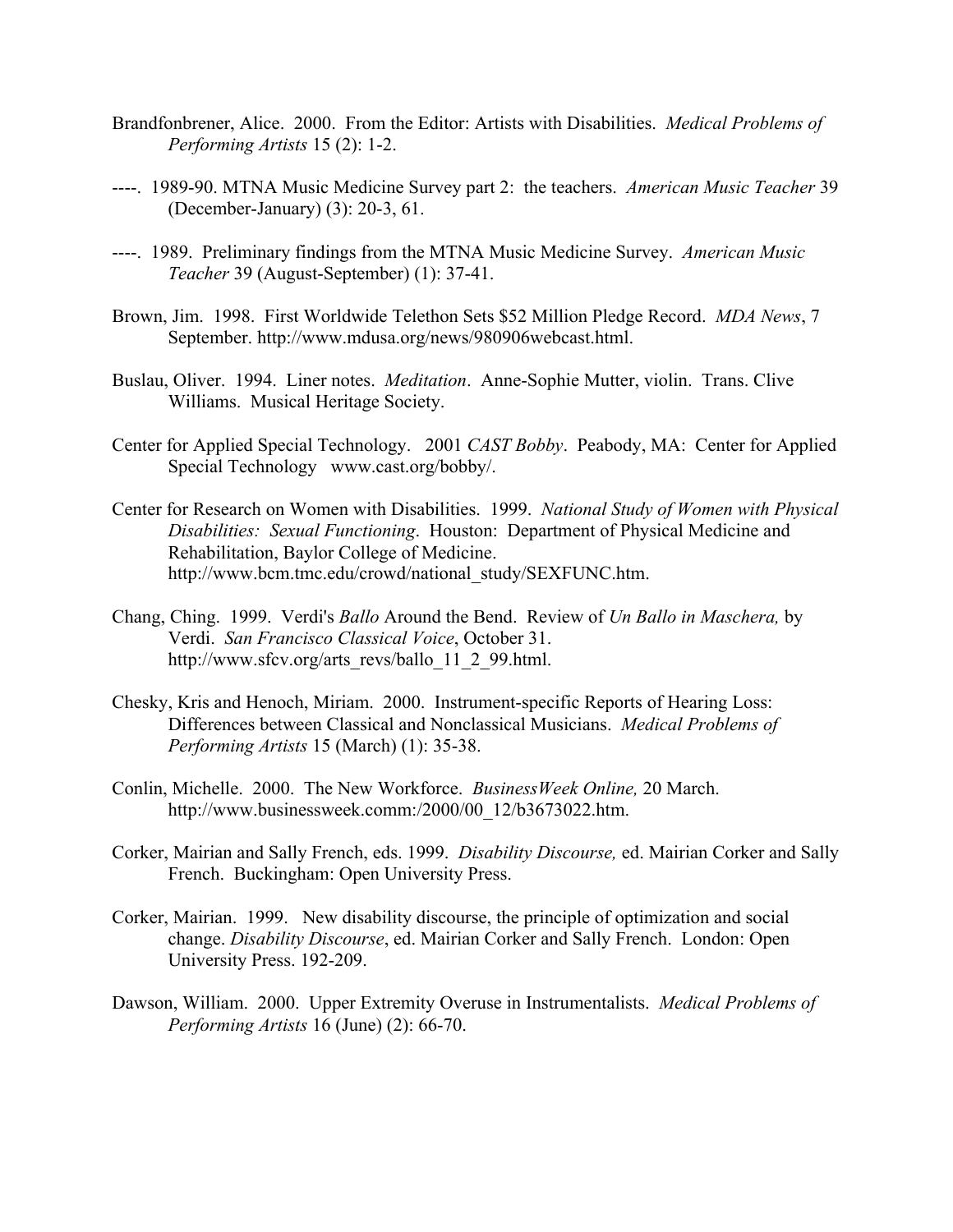Brandfonbrener, Alice. 2000. From the Editor: Artists with Disabilities. *Medical Problems of Performing Artists* 15 (2): 1-2.

----. 1989-90. MTNA Music Medicine Survey part 2: the teachers. *American Music Teacher* 39 (December-January) (3): 20-3, 61.

----. 1989. Preliminary findings from the MTNA Music Medicine Survey. *American Music Teacher* 39 (August-September) (1): 37-41.

Brown, Jim. 1998. First Worldwide Telethon Sets $52 Million Pledge Record. *MDA News*, 7 September. http://www.mdusa.org/news/980906webcast.html.

Buslau, Oliver. 1994. Liner notes. *Meditation*. Anne-Sophie Mutter, violin. Trans. Clive Williams. Musical Heritage Society.

Center for Applied Special Technology. 2001 *CAST Bobby*. Peabody, MA: Center for Applied Special Technology www.cast.org/bobby/.

Center for Research on Women with Disabilities. 1999. *National Study of Women with Physical Disabilities: Sexual Functioning*. Houston: Department of Physical Medicine and Rehabilitation, Baylor College of Medicine. http://www.bcm.tmc.edu/crowd/national_study/SEXFUNC.htm.

Chang, Ching. 1999. Verdi's *Ballo* Around the Bend. Review of *Un Ballo in Maschera,* by Verdi. *San Francisco Classical Voice*, October 31. http://www.sfcv.org/arts_revs/ballo_11_2_99.html.

Chesky, Kris and Henoch, Miriam. 2000. Instrument-specific Reports of Hearing Loss: Differences between Classical and Nonclassical Musicians. *Medical Problems of Performing Artists* 15 (March) (1): 35-38.

Conlin, Michelle. 2000. The New Workforce. *BusinessWeek Online,* 20 March. http://www.businessweek.comm:/2000/00_12/b3673022.htm.

Corker, Mairian and Sally French, eds. 1999. *Disability Discourse,* ed. Mairian Corker and Sally French. Buckingham: Open University Press.

Corker, Mairian. 1999. New disability discourse, the principle of optimization and social change. *Disability Discourse*, ed. Mairian Corker and Sally French. London: Open University Press. 192-209.

Dawson, William. 2000. Upper Extremity Overuse in Instrumentalists. *Medical Problems of Performing Artists* 16 (June) (2): 66-70.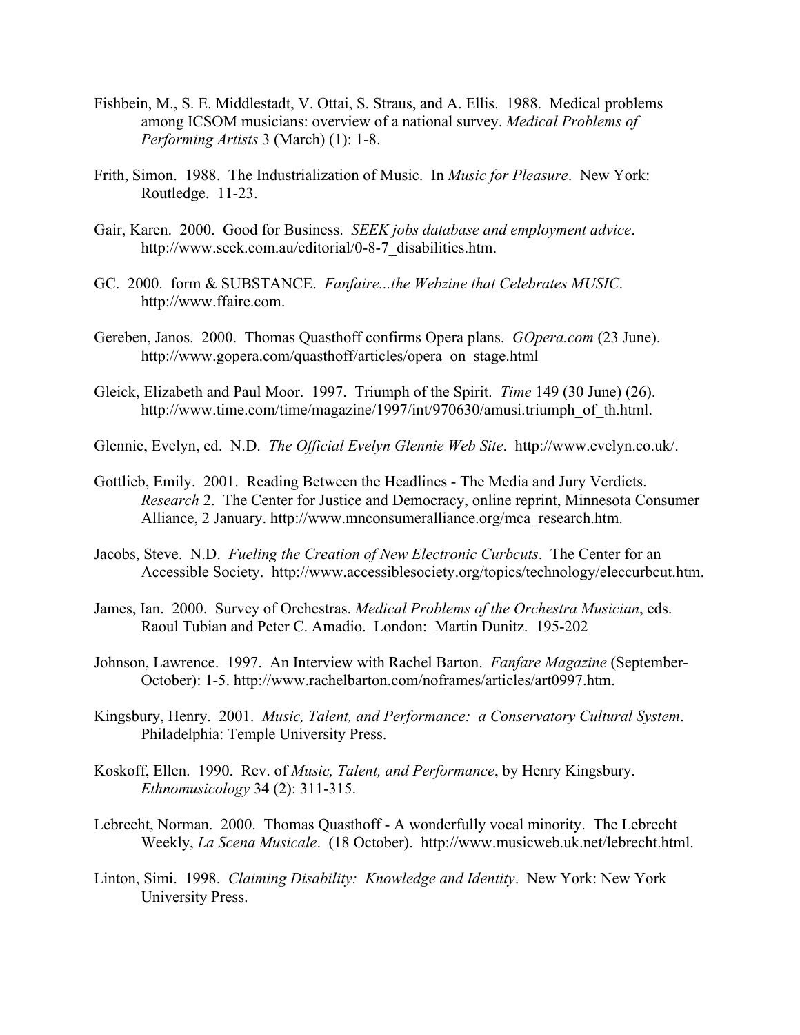Fishbein, M., S. E. Middlestadt, V. Ottai, S. Straus, and A. Ellis. 1988. Medical problems among ICSOM musicians: overview of a national survey. *Medical Problems of Performing Artists* 3 (March) (1): 1-8.

Frith, Simon. 1988. The Industrialization of Music. In *Music for Pleasure*. New York: Routledge. 11-23.

Gair, Karen. 2000. Good for Business. *SEEK jobs database and employment advice*. http://www.seek.com.au/editorial/0-8-7_disabilities.htm.

GC. 2000. form & SUBSTANCE. *Fanfaire...the Webzine that Celebrates MUSIC*. http://www.ffaire.com.

Gereben, Janos. 2000. Thomas Quasthoff confirms Opera plans. *GOpera.com* (23 June). http://www.gopera.com/quasthoff/articles/opera_on_stage.html

Gleick, Elizabeth and Paul Moor. 1997. Triumph of the Spirit. *Time* 149 (30 June) (26). http://www.time.com/time/magazine/1997/int/970630/amusi.triumph_of_th.html.

Glennie, Evelyn, ed. N.D. *The Official Evelyn Glennie Web Site*. http://www.evelyn.co.uk/.

Gottlieb, Emily. 2001. Reading Between the Headlines - The Media and Jury Verdicts. *Research* 2. The Center for Justice and Democracy, online reprint, Minnesota Consumer Alliance, 2 January. http://www.mnconsumeralliance.org/mca_research.htm.

Jacobs, Steve. N.D. *Fueling the Creation of New Electronic Curbcuts*. The Center for an Accessible Society. http://www.accessiblesociety.org/topics/technology/eleccurbcut.htm.

James, Ian. 2000. Survey of Orchestras. *Medical Problems of the Orchestra Musician*, eds. Raoul Tubian and Peter C. Amadio. London: Martin Dunitz. 195-202

Johnson, Lawrence. 1997. An Interview with Rachel Barton. *Fanfare Magazine* (September-October): 1-5. http://www.rachelbarton.com/noframes/articles/art0997.htm.

Kingsbury, Henry. 2001. *Music, Talent, and Performance: a Conservatory Cultural System*. Philadelphia: Temple University Press.

Koskoff, Ellen. 1990. Rev. of *Music, Talent, and Performance*, by Henry Kingsbury. *Ethnomusicology* 34 (2): 311-315.

Lebrecht, Norman. 2000. Thomas Quasthoff - A wonderfully vocal minority. The Lebrecht Weekly, *La Scena Musicale*. (18 October). http://www.musicweb.uk.net/lebrecht.html.

Linton, Simi. 1998. *Claiming Disability: Knowledge and Identity*. New York: New York University Press.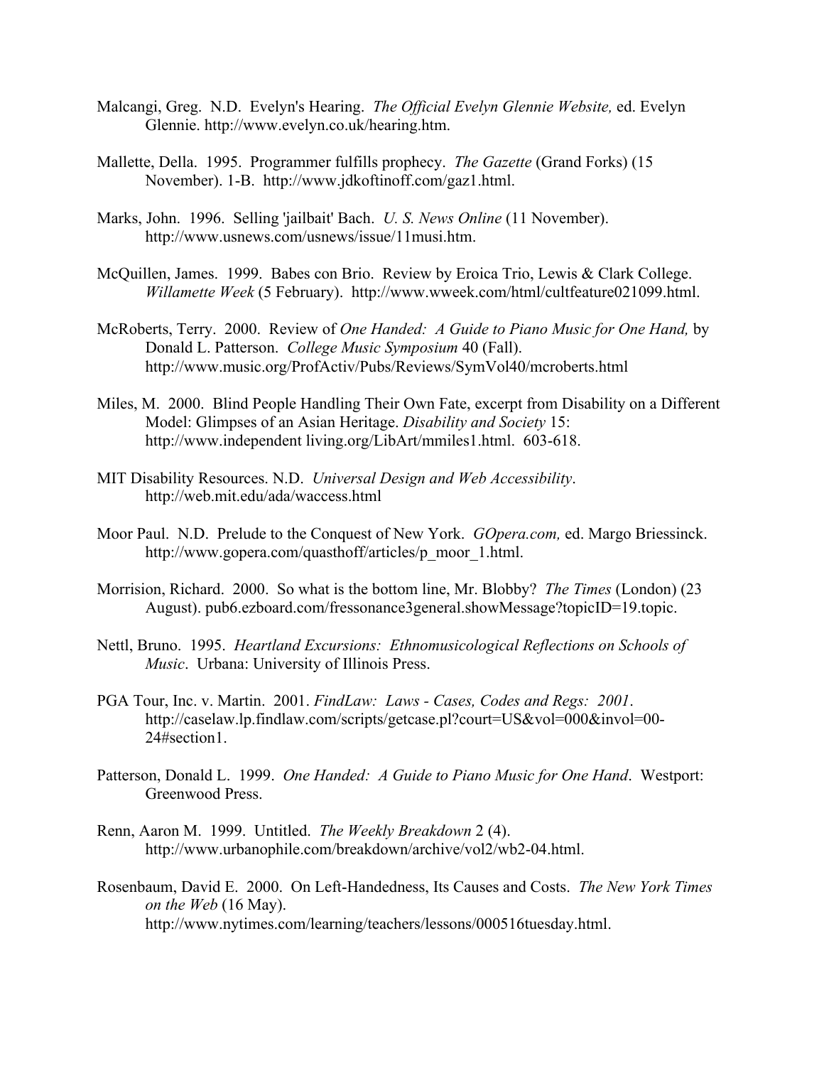Malcangi, Greg. N.D. Evelyn's Hearing. *The Official Evelyn Glennie Website,* ed. Evelyn Glennie. http://www.evelyn.co.uk/hearing.htm.

Mallette, Della. 1995. Programmer fulfills prophecy. *The Gazette* (Grand Forks) (15 November). 1-B. http://www.jdkoftinoff.com/gaz1.html.

Marks, John. 1996. Selling 'jailbait' Bach. *U. S. News Online* (11 November). http://www.usnews.com/usnews/issue/11musi.htm.

McQuillen, James. 1999. Babes con Brio. Review by Eroica Trio, Lewis & Clark College. *Willamette Week* (5 February). http://www.wweek.com/html/cultfeature021099.html.

McRoberts, Terry. 2000. Review of *One Handed: A Guide to Piano Music for One Hand,* by Donald L. Patterson. *College Music Symposium* 40 (Fall). http://www.music.org/ProfActiv/Pubs/Reviews/SymVol40/mcroberts.html

Miles, M. 2000. Blind People Handling Their Own Fate, excerpt from Disability on a Different Model: Glimpses of an Asian Heritage. *Disability and Society* 15: http://www.independent living.org/LibArt/mmiles1.html. 603-618.

MIT Disability Resources. N.D. *Universal Design and Web Accessibility*. http://web.mit.edu/ada/waccess.html

Moor Paul. N.D. Prelude to the Conquest of New York. *GOpera.com,* ed. Margo Briessinck. http://www.gopera.com/quasthoff/articles/p_moor_1.html.

Morrision, Richard. 2000. So what is the bottom line, Mr. Blobby? *The Times* (London) (23 August). pub6.ezboard.com/fressonance3general.showMessage?topicID=19.topic.

Nettl, Bruno. 1995. *Heartland Excursions: Ethnomusicological Reflections on Schools of Music*. Urbana: University of Illinois Press.

PGA Tour, Inc. v. Martin. 2001. *FindLaw: Laws - Cases, Codes and Regs: 2001*. http://caselaw.lp.findlaw.com/scripts/getcase.pl?court=US&vol=000&invol=00-24#section1.

Patterson, Donald L. 1999. *One Handed: A Guide to Piano Music for One Hand*. Westport: Greenwood Press.

Renn, Aaron M. 1999. Untitled. *The Weekly Breakdown* 2 (4). http://www.urbanophile.com/breakdown/archive/vol2/wb2-04.html.

Rosenbaum, David E. 2000. On Left-Handedness, Its Causes and Costs. *The New York Times on the Web* (16 May). http://www.nytimes.com/learning/teachers/lessons/000516tuesday.html.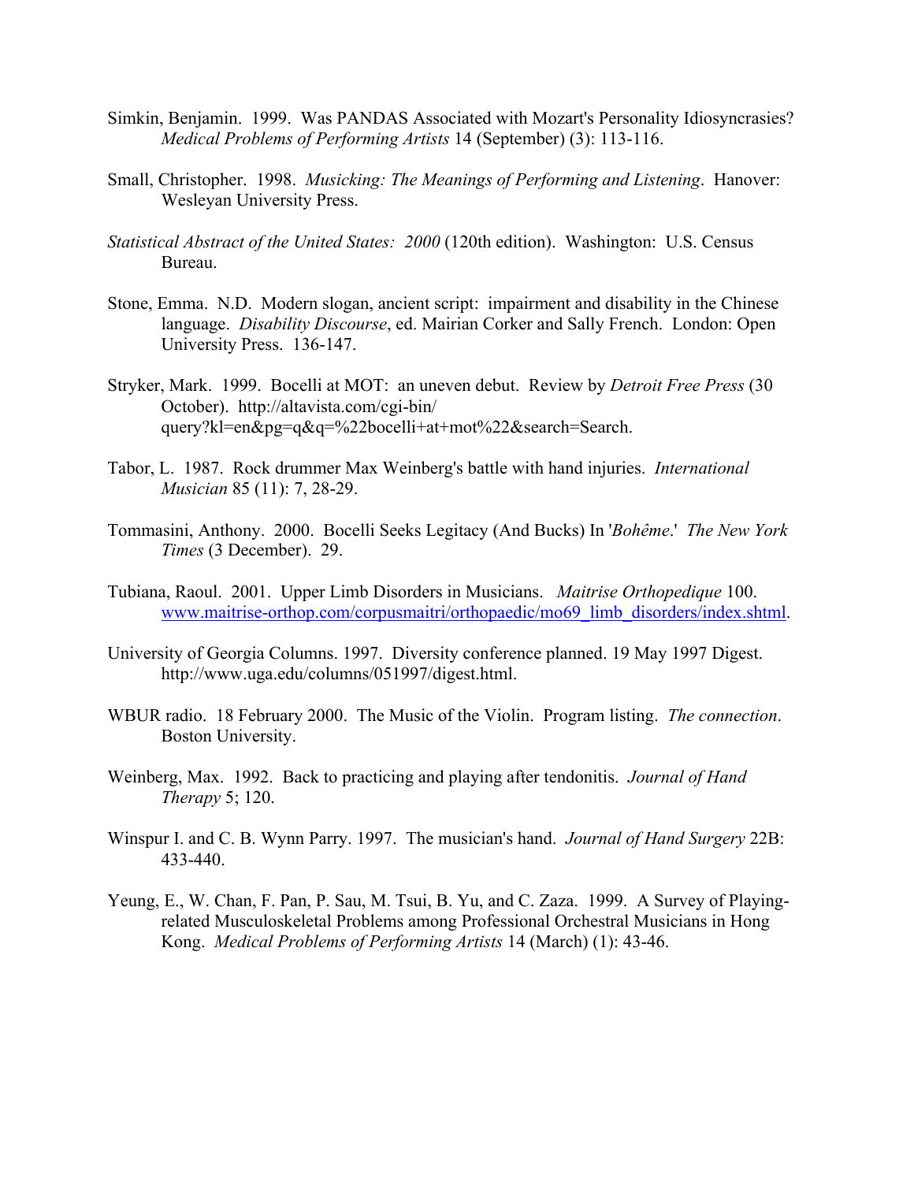Simkin, Benjamin. 1999. Was PANDAS Associated with Mozart's Personality Idiosyncrasies? *Medical Problems of Performing Artists* 14 (September) (3): 113-116.

Small, Christopher. 1998. *Musicking: The Meanings of Performing and Listening*. Hanover: Wesleyan University Press.

*Statistical Abstract of the United States: 2000* (120th edition). Washington: U.S. Census Bureau.

Stone, Emma. N.D. Modern slogan, ancient script: impairment and disability in the Chinese language. *Disability Discourse*, ed. Mairian Corker and Sally French. London: Open University Press. 136-147.

Stryker, Mark. 1999. Bocelli at MOT: an uneven debut. Review by *Detroit Free Press* (30 October). http://altavista.com/cgi-bin/query?kl=en&pg=q&q=%22bocelli+at+mot%22&search=Search.

Tabor, L. 1987. Rock drummer Max Weinberg's battle with hand injuries. *International Musician* 85 (11): 7, 28-29.

Tommasini, Anthony. 2000. Bocelli Seeks Legitacy (And Bucks) In '*Bohême*.' *The New York Times* (3 December). 29.

Tubiana, Raoul. 2001. Upper Limb Disorders in Musicians. *Maitrise Orthopedique* 100. www.maitrise-orthop.com/corpusmaitri/orthopaedic/mo69_limb_disorders/index.shtml.

University of Georgia Columns. 1997. Diversity conference planned. 19 May 1997 Digest. http://www.uga.edu/columns/051997/digest.html.

WBUR radio. 18 February 2000. The Music of the Violin. Program listing. *The connection*. Boston University.

Weinberg, Max. 1992. Back to practicing and playing after tendonitis. *Journal of Hand Therapy* 5; 120.

Winspur I. and C. B. Wynn Parry. 1997. The musician's hand. *Journal of Hand Surgery* 22B: 433-440.

Yeung, E., W. Chan, F. Pan, P. Sau, M. Tsui, B. Yu, and C. Zaza. 1999. A Survey of Playing-related Musculoskeletal Problems among Professional Orchestral Musicians in Hong Kong. *Medical Problems of Performing Artists* 14 (March) (1): 43-46.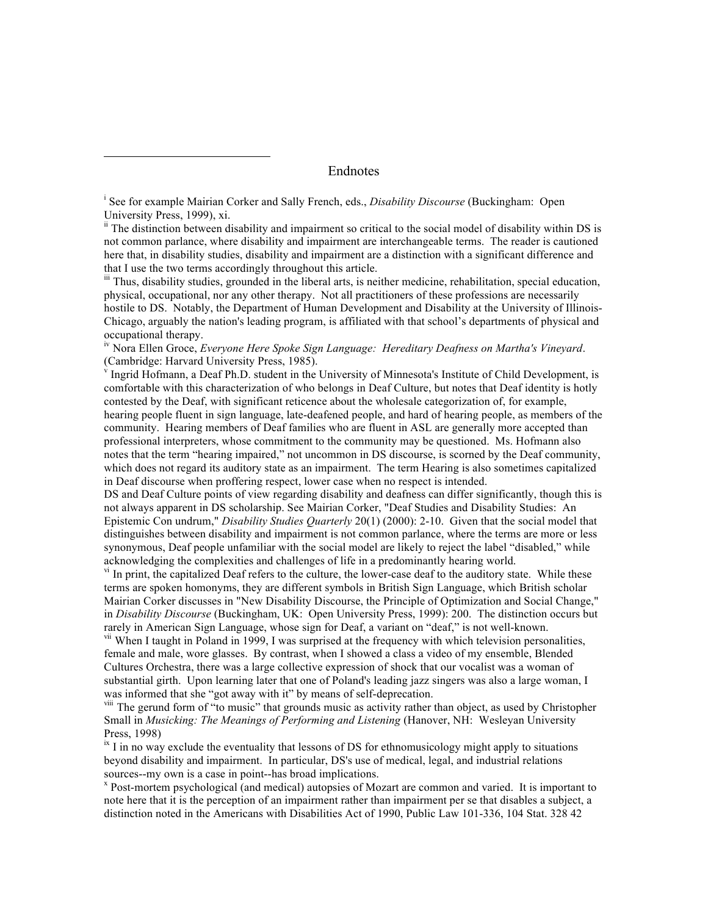# Endnotes

[i] See for example Mairian Corker and Sally French, eds., *Disability Discourse* (Buckingham: Open University Press, 1999), xi.

[ii] The distinction between disability and impairment so critical to the social model of disability within DS is not common parlance, where disability and impairment are interchangeable terms. The reader is cautioned here that, in disability studies, disability and impairment are a distinction with a significant difference and that I use the two terms accordingly throughout this article.

[iii] Thus, disability studies, grounded in the liberal arts, is neither medicine, rehabilitation, special education, physical, occupational, nor any other therapy. Not all practitioners of these professions are necessarily hostile to DS. Notably, the Department of Human Development and Disability at the University of Illinois-Chicago, arguably the nation's leading program, is affiliated with that school's departments of physical and occupational therapy.

[iv] Nora Ellen Groce, *Everyone Here Spoke Sign Language: Hereditary Deafness on Martha's Vineyard*. (Cambridge: Harvard University Press, 1985).

[v] Ingrid Hofmann, a Deaf Ph.D. student in the University of Minnesota's Institute of Child Development, is comfortable with this characterization of who belongs in Deaf Culture, but notes that Deaf identity is hotly contested by the Deaf, with significant reticence about the wholesale categorization of, for example, hearing people fluent in sign language, late-deafened people, and hard of hearing people, as members of the community. Hearing members of Deaf families who are fluent in ASL are generally more accepted than professional interpreters, whose commitment to the community may be questioned. Ms. Hofmann also notes that the term "hearing impaired," not uncommon in DS discourse, is scorned by the Deaf community, which does not regard its auditory state as an impairment. The term Hearing is also sometimes capitalized in Deaf discourse when proffering respect, lower case when no respect is intended.

DS and Deaf Culture points of view regarding disability and deafness can differ significantly, though this is not always apparent in DS scholarship. See Mairian Corker, "Deaf Studies and Disability Studies: An Epistemic Con undrum," *Disability Studies Quarterly* 20(1) (2000): 2-10. Given that the social model that distinguishes between disability and impairment is not common parlance, where the terms are more or less synonymous, Deaf people unfamiliar with the social model are likely to reject the label "disabled," while acknowledging the complexities and challenges of life in a predominantly hearing world.

[vi] In print, the capitalized Deaf refers to the culture, the lower-case deaf to the auditory state. While these terms are spoken homonyms, they are different symbols in British Sign Language, which British scholar Mairian Corker discusses in "New Disability Discourse, the Principle of Optimization and Social Change," in *Disability Discourse* (Buckingham, UK: Open University Press, 1999): 200. The distinction occurs but rarely in American Sign Language, whose sign for Deaf, a variant on "deaf," is not well-known.

[vii] When I taught in Poland in 1999, I was surprised at the frequency with which television personalities, female and male, wore glasses. By contrast, when I showed a class a video of my ensemble, Blended Cultures Orchestra, there was a large collective expression of shock that our vocalist was a woman of substantial girth. Upon learning later that one of Poland's leading jazz singers was also a large woman, I was informed that she "got away with it" by means of self-deprecation.

[viii] The gerund form of "to music" that grounds music as activity rather than object, as used by Christopher Small in *Musicking: The Meanings of Performing and Listening* (Hanover, NH: Wesleyan University Press, 1998)

[ix] I in no way exclude the eventuality that lessons of DS for ethnomusicology might apply to situations beyond disability and impairment. In particular, DS's use of medical, legal, and industrial relations sources--my own is a case in point--has broad implications.

[x] Post-mortem psychological (and medical) autopsies of Mozart are common and varied. It is important to note here that it is the perception of an impairment rather than impairment per se that disables a subject, a distinction noted in the Americans with Disabilities Act of 1990, Public Law 101-336, 104 Stat. 328 42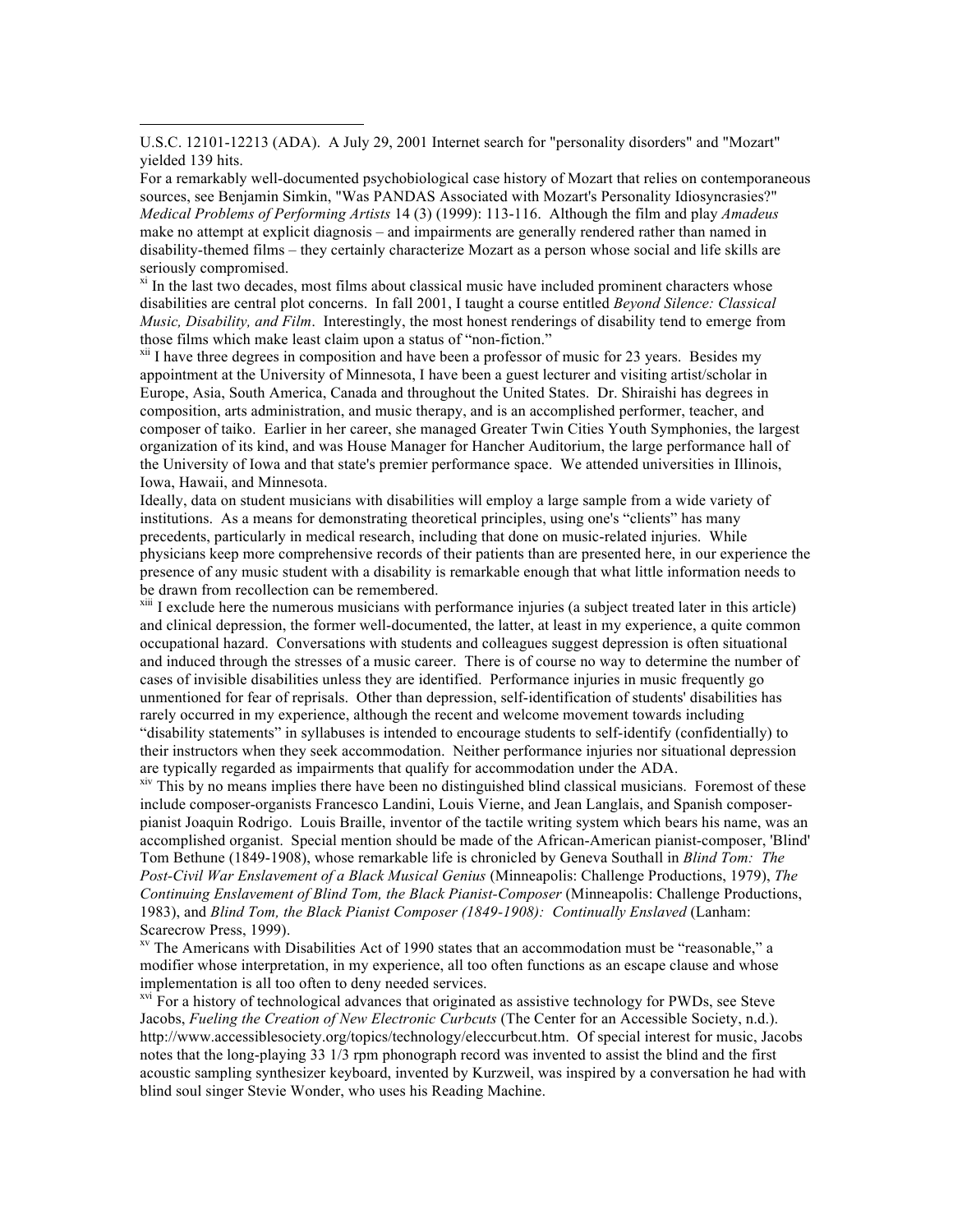U.S.C. 12101-12213 (ADA). A July 29, 2001 Internet search for "personality disorders" and "Mozart" yielded 139 hits.

For a remarkably well-documented psychobiological case history of Mozart that relies on contemporaneous sources, see Benjamin Simkin, "Was PANDAS Associated with Mozart's Personality Idiosyncrasies?" *Medical Problems of Performing Artists* 14 (3) (1999): 113-116. Although the film and play *Amadeus* make no attempt at explicit diagnosis – and impairments are generally rendered rather than named in disability-themed films – they certainly characterize Mozart as a person whose social and life skills are seriously compromised.

[xi] In the last two decades, most films about classical music have included prominent characters whose disabilities are central plot concerns. In fall 2001, I taught a course entitled *Beyond Silence: Classical Music, Disability, and Film*. Interestingly, the most honest renderings of disability tend to emerge from those films which make least claim upon a status of "non-fiction."

[xii] I have three degrees in composition and have been a professor of music for 23 years. Besides my appointment at the University of Minnesota, I have been a guest lecturer and visiting artist/scholar in Europe, Asia, South America, Canada and throughout the United States. Dr. Shiraishi has degrees in composition, arts administration, and music therapy, and is an accomplished performer, teacher, and composer of taiko. Earlier in her career, she managed Greater Twin Cities Youth Symphonies, the largest organization of its kind, and was House Manager for Hancher Auditorium, the large performance hall of the University of Iowa and that state's premier performance space. We attended universities in Illinois, Iowa, Hawaii, and Minnesota.

Ideally, data on student musicians with disabilities will employ a large sample from a wide variety of institutions. As a means for demonstrating theoretical principles, using one's "clients" has many precedents, particularly in medical research, including that done on music-related injuries. While physicians keep more comprehensive records of their patients than are presented here, in our experience the presence of any music student with a disability is remarkable enough that what little information needs to be drawn from recollection can be remembered.

[xiii] I exclude here the numerous musicians with performance injuries (a subject treated later in this article) and clinical depression, the former well-documented, the latter, at least in my experience, a quite common occupational hazard. Conversations with students and colleagues suggest depression is often situational and induced through the stresses of a music career. There is of course no way to determine the number of cases of invisible disabilities unless they are identified. Performance injuries in music frequently go unmentioned for fear of reprisals. Other than depression, self-identification of students' disabilities has rarely occurred in my experience, although the recent and welcome movement towards including "disability statements" in syllabuses is intended to encourage students to self-identify (confidentially) to their instructors when they seek accommodation. Neither performance injuries nor situational depression are typically regarded as impairments that qualify for accommodation under the ADA.

[xiv] This by no means implies there have been no distinguished blind classical musicians. Foremost of these include composer-organists Francesco Landini, Louis Vierne, and Jean Langlais, and Spanish composer-pianist Joaquin Rodrigo. Louis Braille, inventor of the tactile writing system which bears his name, was an accomplished organist. Special mention should be made of the African-American pianist-composer, 'Blind' Tom Bethune (1849-1908), whose remarkable life is chronicled by Geneva Southall in *Blind Tom: The Post-Civil War Enslavement of a Black Musical Genius* (Minneapolis: Challenge Productions, 1979), *The Continuing Enslavement of Blind Tom, the Black Pianist-Composer* (Minneapolis: Challenge Productions, 1983), and *Blind Tom, the Black Pianist Composer (1849-1908): Continually Enslaved* (Lanham: Scarecrow Press, 1999).

[xv] The Americans with Disabilities Act of 1990 states that an accommodation must be "reasonable," a modifier whose interpretation, in my experience, all too often functions as an escape clause and whose implementation is all too often to deny needed services.

[xvi] For a history of technological advances that originated as assistive technology for PWDs, see Steve Jacobs, *Fueling the Creation of New Electronic Curbcuts* (The Center for an Accessible Society, n.d.). http://www.accessiblesociety.org/topics/technology/eleccurbcut.htm. Of special interest for music, Jacobs notes that the long-playing 33 1/3 rpm phonograph record was invented to assist the blind and the first acoustic sampling synthesizer keyboard, invented by Kurzweil, was inspired by a conversation he had with blind soul singer Stevie Wonder, who uses his Reading Machine.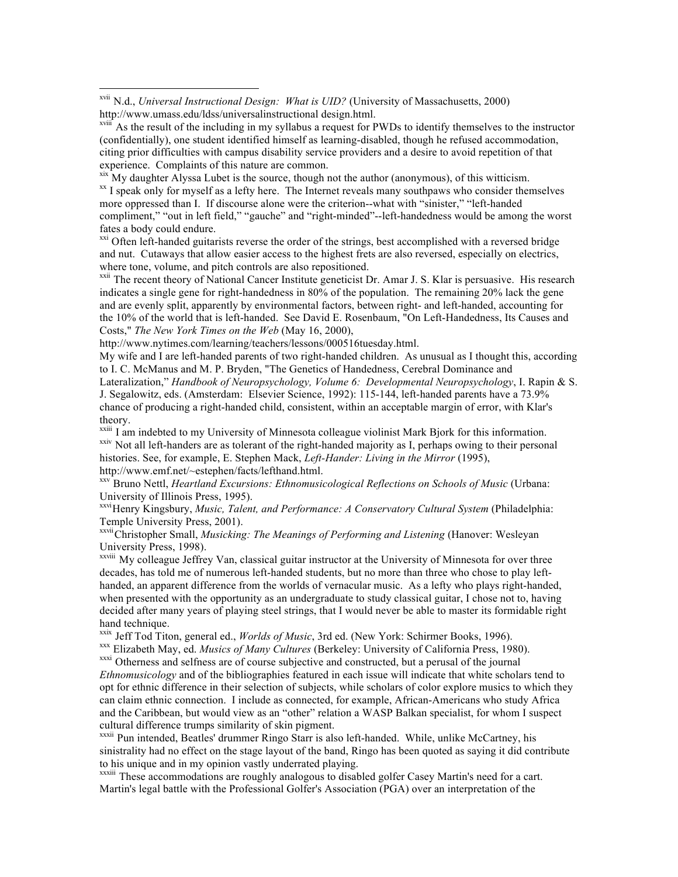[xvii] N.d., *Universal Instructional Design: What is UID?* (University of Massachusetts, 2000) http://www.umass.edu/ldss/universalinstructional design.html.

[xviii] As the result of the including in my syllabus a request for PWDs to identify themselves to the instructor (confidentially), one student identified himself as learning-disabled, though he refused accommodation, citing prior difficulties with campus disability service providers and a desire to avoid repetition of that experience. Complaints of this nature are common.

[xix] My daughter Alyssa Lubet is the source, though not the author (anonymous), of this witticism.

[xx] I speak only for myself as a lefty here. The Internet reveals many southpaws who consider themselves more oppressed than I. If discourse alone were the criterion--what with "sinister," "left-handed compliment," "out in left field," "gauche" and "right-minded"--left-handedness would be among the worst fates a body could endure.

[xxi] Often left-handed guitarists reverse the order of the strings, best accomplished with a reversed bridge and nut. Cutaways that allow easier access to the highest frets are also reversed, especially on electrics, where tone, volume, and pitch controls are also repositioned.

[xxii] The recent theory of National Cancer Institute geneticist Dr. Amar J. S. Klar is persuasive. His research indicates a single gene for right-handedness in 80% of the population. The remaining 20% lack the gene and are evenly split, apparently by environmental factors, between right- and left-handed, accounting for the 10% of the world that is left-handed. See David E. Rosenbaum, "On Left-Handedness, Its Causes and Costs," *The New York Times on the Web* (May 16, 2000),
http://www.nytimes.com/learning/teachers/lessons/000516tuesday.html.
My wife and I are left-handed parents of two right-handed children. As unusual as I thought this, according to I. C. McManus and M. P. Bryden, "The Genetics of Handedness, Cerebral Dominance and Lateralization," *Handbook of Neuropsychology, Volume 6: Developmental Neuropsychology*, I. Rapin & S. J. Segalowitz, eds. (Amsterdam: Elsevier Science, 1992): 115-144, left-handed parents have a 73.9% chance of producing a right-handed child, consistent, within an acceptable margin of error, with Klar's theory.

[xxiii] I am indebted to my University of Minnesota colleague violinist Mark Bjork for this information.

[xxiv] Not all left-handers are as tolerant of the right-handed majority as I, perhaps owing to their personal histories. See, for example, E. Stephen Mack, *Left-Hander: Living in the Mirror* (1995), http://www.emf.net/~estephen/facts/lefthand.html.

[xxv] Bruno Nettl, *Heartland Excursions: Ethnomusicological Reflections on Schools of Music* (Urbana: University of Illinois Press, 1995).

[xxvi] Henry Kingsbury, *Music, Talent, and Performance: A Conservatory Cultural System* (Philadelphia: Temple University Press, 2001).

[xxvii] Christopher Small, *Musicking: The Meanings of Performing and Listening* (Hanover: Wesleyan University Press, 1998).

[xxviii] My colleague Jeffrey Van, classical guitar instructor at the University of Minnesota for over three decades, has told me of numerous left-handed students, but no more than three who chose to play left-handed, an apparent difference from the worlds of vernacular music. As a lefty who plays right-handed, when presented with the opportunity as an undergraduate to study classical guitar, I chose not to, having decided after many years of playing steel strings, that I would never be able to master its formidable right hand technique.

[xxix] Jeff Tod Titon, general ed., *Worlds of Music*, 3rd ed. (New York: Schirmer Books, 1996).

[xxx] Elizabeth May, ed. *Musics of Many Cultures* (Berkeley: University of California Press, 1980).

[xxxi] Otherness and selfness are of course subjective and constructed, but a perusal of the journal *Ethnomusicology* and of the bibliographies featured in each issue will indicate that white scholars tend to opt for ethnic difference in their selection of subjects, while scholars of color explore musics to which they can claim ethnic connection. I include as connected, for example, African-Americans who study Africa and the Caribbean, but would view as an "other" relation a WASP Balkan specialist, for whom I suspect cultural difference trumps similarity of skin pigment.

[xxxii] Pun intended, Beatles' drummer Ringo Starr is also left-handed. While, unlike McCartney, his sinistrality had no effect on the stage layout of the band, Ringo has been quoted as saying it did contribute to his unique and in my opinion vastly underrated playing.

[xxxiii] These accommodations are roughly analogous to disabled golfer Casey Martin's need for a cart. Martin's legal battle with the Professional Golfer's Association (PGA) over an interpretation of the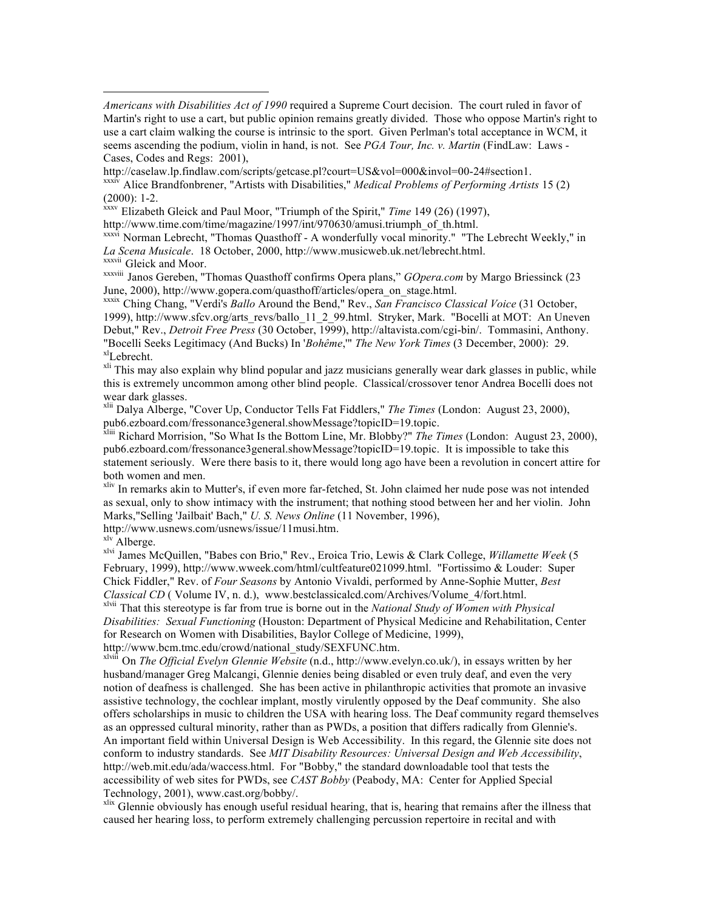*Americans with Disabilities Act of 1990* required a Supreme Court decision. The court ruled in favor of Martin's right to use a cart, but public opinion remains greatly divided. Those who oppose Martin's right to use a cart claim walking the course is intrinsic to the sport. Given Perlman's total acceptance in WCM, it seems ascending the podium, violin in hand, is not. See *PGA Tour, Inc. v. Martin* (FindLaw: Laws - Cases, Codes and Regs: 2001), http://caselaw.lp.findlaw.com/scripts/getcase.pl?court=US&vol=000&invol=00-24#section1.

[xxxiv] Alice Brandfonbrener, "Artists with Disabilities," *Medical Problems of Performing Artists* 15 (2) (2000): 1-2.

[xxxv] Elizabeth Gleick and Paul Moor, "Triumph of the Spirit," *Time* 149 (26) (1997), http://www.time.com/time/magazine/1997/int/970630/amusi.triumph_of_th.html.

[xxxvi] Norman Lebrecht, "Thomas Quasthoff - A wonderfully vocal minority." "The Lebrecht Weekly," in *La Scena Musicale*. 18 October, 2000, http://www.musicweb.uk.net/lebrecht.html.

[xxxvii] Gleick and Moor.

[xxxviii] Janos Gereben, "Thomas Quasthoff confirms Opera plans," *GOpera.com* by Margo Briessinck (23 June, 2000), http://www.gopera.com/quasthoff/articles/opera_on_stage.html.

[xxxix] Ching Chang, "Verdi's *Ballo* Around the Bend," Rev., *San Francisco Classical Voice* (31 October, 1999), http://www.sfcv.org/arts_revs/ballo_11_2_99.html. Stryker, Mark. "Bocelli at MOT: An Uneven Debut," Rev., *Detroit Free Press* (30 October, 1999), http://altavista.com/cgi-bin/. Tommasini, Anthony. "Bocelli Seeks Legitimacy (And Bucks) In '*Bohême*,'" *The New York Times* (3 December, 2000): 29.

[xl] Lebrecht.

[xli] This may also explain why blind popular and jazz musicians generally wear dark glasses in public, while this is extremely uncommon among other blind people. Classical/crossover tenor Andrea Bocelli does not wear dark glasses.

[xlii] Dalya Alberge, "Cover Up, Conductor Tells Fat Fiddlers," *The Times* (London: August 23, 2000), pub6.ezboard.com/fressonance3general.showMessage?topicID=19.topic.

[xliii] Richard Morrision, "So What Is the Bottom Line, Mr. Blobby?" *The Times* (London: August 23, 2000), pub6.ezboard.com/fressonance3general.showMessage?topicID=19.topic. It is impossible to take this statement seriously. Were there basis to it, there would long ago have been a revolution in concert attire for both women and men.

[xliv] In remarks akin to Mutter's, if even more far-fetched, St. John claimed her nude pose was not intended as sexual, only to show intimacy with the instrument; that nothing stood between her and her violin. John Marks,"Selling 'Jailbait' Bach," *U. S. News Online* (11 November, 1996), http://www.usnews.com/usnews/issue/11musi.htm.

[xlv] Alberge.

[xlvi] James McQuillen, "Babes con Brio," Rev., Eroica Trio, Lewis & Clark College, *Willamette Week* (5 February, 1999), http://www.wweek.com/html/cultfeature021099.html. "Fortissimo & Louder: Super Chick Fiddler," Rev. of *Four Seasons* by Antonio Vivaldi, performed by Anne-Sophie Mutter, *Best Classical CD* ( Volume IV, n. d.), www.bestclassicalcd.com/Archives/Volume_4/fort.html.

[xlvii] That this stereotype is far from true is borne out in the *National Study of Women with Physical Disabilities: Sexual Functioning* (Houston: Department of Physical Medicine and Rehabilitation, Center for Research on Women with Disabilities, Baylor College of Medicine, 1999), http://www.bcm.tmc.edu/crowd/national_study/SEXFUNC.htm.

[xlviii] On *The Official Evelyn Glennie Website* (n.d., http://www.evelyn.co.uk/), in essays written by her husband/manager Greg Malcangi, Glennie denies being disabled or even truly deaf, and even the very notion of deafness is challenged. She has been active in philanthropic activities that promote an invasive assistive technology, the cochlear implant, which is very virulently opposed by the Deaf community. She also offers scholarships in music to children the USA with hearing loss. The Deaf community regard themselves as an oppressed cultural minority, rather than as PWDs, a position that differs radically from Glennie's. An important field within Universal Design is Web Accessibility. In this regard, the Glennie site does not conform to industry standards. See *MIT Disability Resources: Universal Design and Web Accessibility*, http://web.mit.edu/ada/waccess.html. For "Bobby," the standard downloadable tool that tests the accessibility of web sites for PWDs, see *CAST Bobby* (Peabody, MA: Center for Applied Special Technology, 2001), www.cast.org/bobby/.

[xlix] Glennie obviously has enough useful residual hearing, that is, hearing that remains after the illness that caused her hearing loss, to perform extremely challenging percussion repertoire in recital and with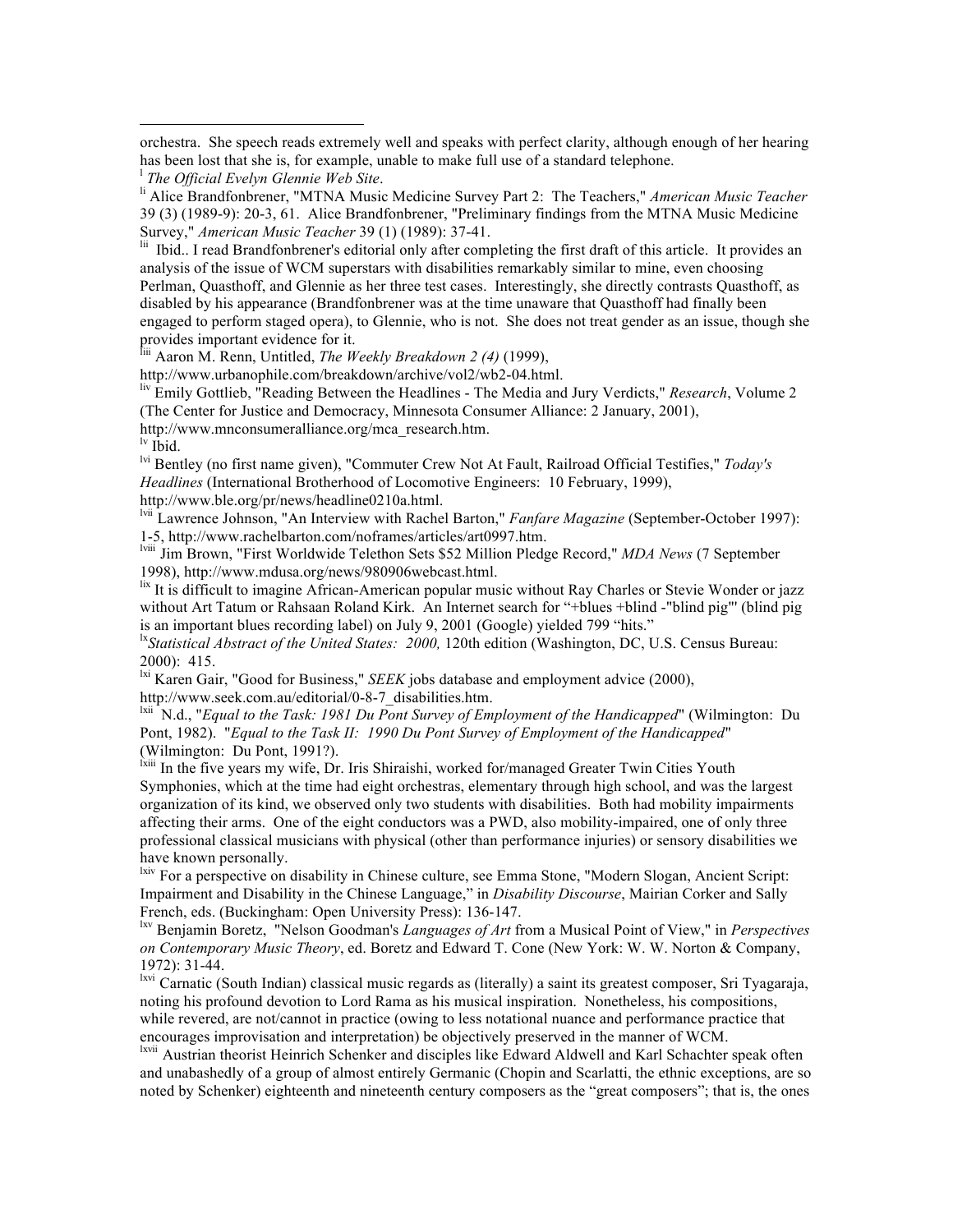orchestra. She speech reads extremely well and speaks with perfect clarity, although enough of her hearing has been lost that she is, for example, unable to make full use of a standard telephone.

[l] *The Official Evelyn Glennie Web Site*.

[li] Alice Brandfonbrener, "MTNA Music Medicine Survey Part 2: The Teachers," *American Music Teacher* 39 (3) (1989-9): 20-3, 61. Alice Brandfonbrener, "Preliminary findings from the MTNA Music Medicine Survey," *American Music Teacher* 39 (1) (1989): 37-41.

[lii] Ibid.. I read Brandfonbrener's editorial only after completing the first draft of this article. It provides an analysis of the issue of WCM superstars with disabilities remarkably similar to mine, even choosing Perlman, Quasthoff, and Glennie as her three test cases. Interestingly, she directly contrasts Quasthoff, as disabled by his appearance (Brandfonbrener was at the time unaware that Quasthoff had finally been engaged to perform staged opera), to Glennie, who is not. She does not treat gender as an issue, though she provides important evidence for it.

[liii] Aaron M. Renn, Untitled, *The Weekly Breakdown 2 (4)* (1999), http://www.urbanophile.com/breakdown/archive/vol2/wb2-04.html.

[liv] Emily Gottlieb, "Reading Between the Headlines - The Media and Jury Verdicts," *Research*, Volume 2 (The Center for Justice and Democracy, Minnesota Consumer Alliance: 2 January, 2001), http://www.mnconsumeralliance.org/mca_research.htm.

[lv] Ibid.

[lvi] Bentley (no first name given), "Commuter Crew Not At Fault, Railroad Official Testifies," *Today's Headlines* (International Brotherhood of Locomotive Engineers: 10 February, 1999), http://www.ble.org/pr/news/headline0210a.html.

[lvii] Lawrence Johnson, "An Interview with Rachel Barton," *Fanfare Magazine* (September-October 1997): 1-5, http://www.rachelbarton.com/noframes/articles/art0997.htm.

[lviii] Jim Brown, "First Worldwide Telethon Sets $52 Million Pledge Record," *MDA News* (7 September 1998), http://www.mdusa.org/news/980906webcast.html.

[lix] It is difficult to imagine African-American popular music without Ray Charles or Stevie Wonder or jazz without Art Tatum or Rahsaan Roland Kirk. An Internet search for "+blues +blind -"blind pig"' (blind pig is an important blues recording label) on July 9, 2001 (Google) yielded 799 "hits."

[lx] *Statistical Abstract of the United States: 2000,* 120th edition (Washington, DC, U.S. Census Bureau: 2000): 415.

[lxi] Karen Gair, "Good for Business," *SEEK* jobs database and employment advice (2000), http://www.seek.com.au/editorial/0-8-7_disabilities.htm.

[lxii] N.d., "*Equal to the Task: 1981 Du Pont Survey of Employment of the Handicapped*" (Wilmington: Du Pont, 1982). "*Equal to the Task II: 1990 Du Pont Survey of Employment of the Handicapped*" (Wilmington: Du Pont, 1991?).

[lxiii] In the five years my wife, Dr. Iris Shiraishi, worked for/managed Greater Twin Cities Youth Symphonies, which at the time had eight orchestras, elementary through high school, and was the largest organization of its kind, we observed only two students with disabilities. Both had mobility impairments affecting their arms. One of the eight conductors was a PWD, also mobility-impaired, one of only three professional classical musicians with physical (other than performance injuries) or sensory disabilities we have known personally.

[lxiv] For a perspective on disability in Chinese culture, see Emma Stone, "Modern Slogan, Ancient Script: Impairment and Disability in the Chinese Language," in *Disability Discourse*, Mairian Corker and Sally French, eds. (Buckingham: Open University Press): 136-147.

[lxv] Benjamin Boretz, "Nelson Goodman's *Languages of Art* from a Musical Point of View," in *Perspectives on Contemporary Music Theory*, ed. Boretz and Edward T. Cone (New York: W. W. Norton & Company, 1972): 31-44.

[lxvi] Carnatic (South Indian) classical music regards as (literally) a saint its greatest composer, Sri Tyagaraja, noting his profound devotion to Lord Rama as his musical inspiration. Nonetheless, his compositions, while revered, are not/cannot in practice (owing to less notational nuance and performance practice that encourages improvisation and interpretation) be objectively preserved in the manner of WCM.

[lxvii] Austrian theorist Heinrich Schenker and disciples like Edward Aldwell and Karl Schachter speak often and unabashedly of a group of almost entirely Germanic (Chopin and Scarlatti, the ethnic exceptions, are so noted by Schenker) eighteenth and nineteenth century composers as the "great composers"; that is, the ones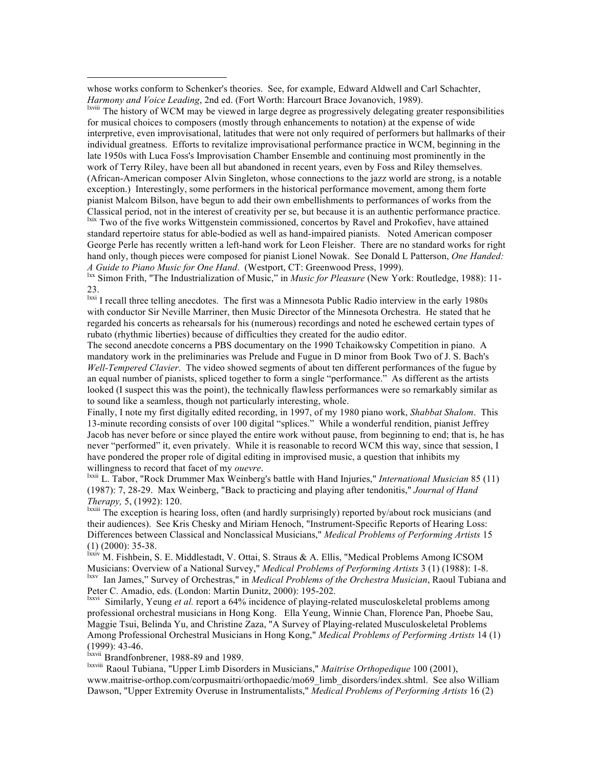whose works conform to Schenker's theories. See, for example, Edward Aldwell and Carl Schachter, *Harmony and Voice Leading*, 2nd ed. (Fort Worth: Harcourt Brace Jovanovich, 1989).

[lxviii] The history of WCM may be viewed in large degree as progressively delegating greater responsibilities for musical choices to composers (mostly through enhancements to notation) at the expense of wide interpretive, even improvisational, latitudes that were not only required of performers but hallmarks of their individual greatness. Efforts to revitalize improvisational performance practice in WCM, beginning in the late 1950s with Luca Foss's Improvisation Chamber Ensemble and continuing most prominently in the work of Terry Riley, have been all but abandoned in recent years, even by Foss and Riley themselves. (African-American composer Alvin Singleton, whose connections to the jazz world are strong, is a notable exception.) Interestingly, some performers in the historical performance movement, among them forte pianist Malcom Bilson, have begun to add their own embellishments to performances of works from the Classical period, not in the interest of creativity per se, but because it is an authentic performance practice.

[lxix] Two of the five works Wittgenstein commissioned, concertos by Ravel and Prokofiev, have attained standard repertoire status for able-bodied as well as hand-impaired pianists. Noted American composer George Perle has recently written a left-hand work for Leon Fleisher. There are no standard works for right hand only, though pieces were composed for pianist Lionel Nowak. See Donald L Patterson, *One Handed: A Guide to Piano Music for One Hand*. (Westport, CT: Greenwood Press, 1999).

[lxx] Simon Frith, "The Industrialization of Music," in *Music for Pleasure* (New York: Routledge, 1988): 11-23.

[lxxi] I recall three telling anecdotes. The first was a Minnesota Public Radio interview in the early 1980s with conductor Sir Neville Marriner, then Music Director of the Minnesota Orchestra. He stated that he regarded his concerts as rehearsals for his (numerous) recordings and noted he eschewed certain types of rubato (rhythmic liberties) because of difficulties they created for the audio editor.

The second anecdote concerns a PBS documentary on the 1990 Tchaikowsky Competition in piano. A mandatory work in the preliminaries was Prelude and Fugue in D minor from Book Two of J. S. Bach's *Well-Tempered Clavier*. The video showed segments of about ten different performances of the fugue by an equal number of pianists, spliced together to form a single "performance." As different as the artists looked (I suspect this was the point), the technically flawless performances were so remarkably similar as to sound like a seamless, though not particularly interesting, whole.

Finally, I note my first digitally edited recording, in 1997, of my 1980 piano work, *Shabbat Shalom*. This 13-minute recording consists of over 100 digital "splices." While a wonderful rendition, pianist Jeffrey Jacob has never before or since played the entire work without pause, from beginning to end; that is, he has never "performed" it, even privately. While it is reasonable to record WCM this way, since that session, I have pondered the proper role of digital editing in improvised music, a question that inhibits my willingness to record that facet of my *ouevre*.

[lxxii] L. Tabor, "Rock Drummer Max Weinberg's battle with Hand Injuries," *International Musician* 85 (11) (1987): 7, 28-29. Max Weinberg, "Back to practicing and playing after tendonitis," *Journal of Hand Therapy,* 5, (1992): 120.

[lxxiii] The exception is hearing loss, often (and hardly surprisingly) reported by/about rock musicians (and their audiences). See Kris Chesky and Miriam Henoch, "Instrument-Specific Reports of Hearing Loss: Differences between Classical and Nonclassical Musicians," *Medical Problems of Performing Artists* 15 (1) (2000): 35-38.

[lxxiv] M. Fishbein, S. E. Middlestadt, V. Ottai, S. Straus & A. Ellis, "Medical Problems Among ICSOM Musicians: Overview of a National Survey," *Medical Problems of Performing Artists* 3 (1) (1988): 1-8.

[lxxv] Ian James," Survey of Orchestras," in *Medical Problems of the Orchestra Musician*, Raoul Tubiana and Peter C. Amadio, eds. (London: Martin Dunitz, 2000): 195-202.

[lxxvi] Similarly, Yeung *et al.* report a 64% incidence of playing-related musculoskeletal problems among professional orchestral musicians in Hong Kong. Ella Yeung, Winnie Chan, Florence Pan, Phoebe Sau, Maggie Tsui, Belinda Yu, and Christine Zaza, "A Survey of Playing-related Musculoskeletal Problems Among Professional Orchestral Musicians in Hong Kong," *Medical Problems of Performing Artists* 14 (1) (1999): 43-46.

[lxxvii] Brandfonbrener, 1988-89 and 1989.

[lxxviii] Raoul Tubiana, "Upper Limb Disorders in Musicians," *Maitrise Orthopedique* 100 (2001), www.maitrise-orthop.com/corpusmaitri/orthopaedic/mo69_limb_disorders/index.shtml. See also William Dawson, "Upper Extremity Overuse in Instrumentalists," *Medical Problems of Performing Artists* 16 (2)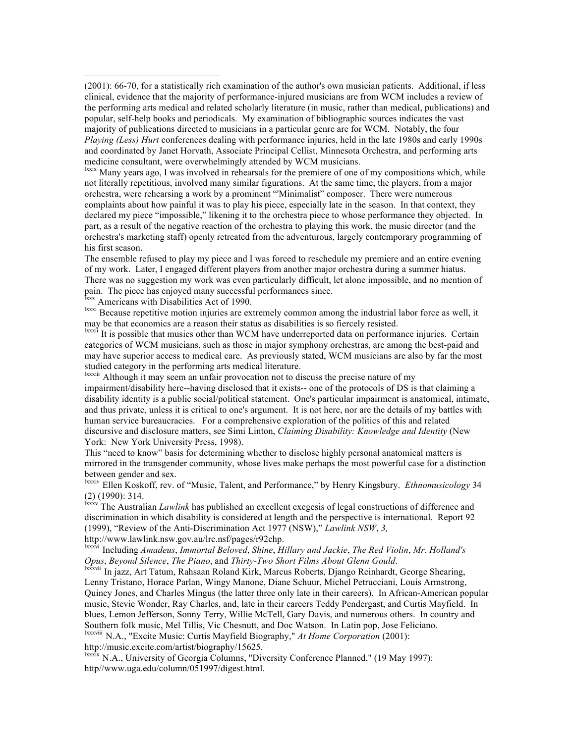(2001): 66-70, for a statistically rich examination of the author's own musician patients. Additional, if less clinical, evidence that the majority of performance-injured musicians are from WCM includes a review of the performing arts medical and related scholarly literature (in music, rather than medical, publications) and popular, self-help books and periodicals. My examination of bibliographic sources indicates the vast majority of publications directed to musicians in a particular genre are for WCM. Notably, the four *Playing (Less) Hurt* conferences dealing with performance injuries, held in the late 1980s and early 1990s and coordinated by Janet Horvath, Associate Principal Cellist, Minnesota Orchestra, and performing arts medicine consultant, were overwhelmingly attended by WCM musicians.

[lxxix] Many years ago, I was involved in rehearsals for the premiere of one of my compositions which, while not literally repetitious, involved many similar figurations. At the same time, the players, from a major orchestra, were rehearsing a work by a prominent "'Minimalist" composer. There were numerous complaints about how painful it was to play his piece, especially late in the season. In that context, they declared my piece "impossible," likening it to the orchestra piece to whose performance they objected. In part, as a result of the negative reaction of the orchestra to playing this work, the music director (and the orchestra's marketing staff) openly retreated from the adventurous, largely contemporary programming of his first season.

The ensemble refused to play my piece and I was forced to reschedule my premiere and an entire evening of my work. Later, I engaged different players from another major orchestra during a summer hiatus. There was no suggestion my work was even particularly difficult, let alone impossible, and no mention of pain. The piece has enjoyed many successful performances since.

[lxxx] Americans with Disabilities Act of 1990.

[lxxxi] Because repetitive motion injuries are extremely common among the industrial labor force as well, it may be that economics are a reason their status as disabilities is so fiercely resisted.

[lxxxii] It is possible that musics other than WCM have underreported data on performance injuries. Certain categories of WCM musicians, such as those in major symphony orchestras, are among the best-paid and may have superior access to medical care. As previously stated, WCM musicians are also by far the most studied category in the performing arts medical literature.

[lxxxiii] Although it may seem an unfair provocation not to discuss the precise nature of my impairment/disability here--having disclosed that it exists-- one of the protocols of DS is that claiming a disability identity is a public social/political statement. One's particular impairment is anatomical, intimate, and thus private, unless it is critical to one's argument. It is not here, nor are the details of my battles with human service bureaucracies. For a comprehensive exploration of the politics of this and related discursive and disclosure matters, see Simi Linton, *Claiming Disability: Knowledge and Identity* (New York: New York University Press, 1998).

This "need to know" basis for determining whether to disclose highly personal anatomical matters is mirrored in the transgender community, whose lives make perhaps the most powerful case for a distinction between gender and sex.

[lxxxiv] Ellen Koskoff, rev. of "Music, Talent, and Performance," by Henry Kingsbury. *Ethnomusicology* 34 (2) (1990): 314.

[lxxxv] The Australian *Lawlink* has published an excellent exegesis of legal constructions of difference and discrimination in which disability is considered at length and the perspective is international. Report 92 (1999), "Review of the Anti-Discrimination Act 1977 (NSW)," *Lawlink NSW*, *3,* http://www.lawlink.nsw.gov.au/lrc.nsf/pages/r92chp.

[lxxxvi] Including *Amadeus*, *Immortal Beloved*, *Shine*, *Hillary and Jackie*, *The Red Violin*, *Mr. Holland's Opus*, *Beyond Silence*, *The Piano*, and *Thirty-Two Short Films About Glenn Gould*.

[lxxxvii] In jazz, Art Tatum, Rahsaan Roland Kirk, Marcus Roberts, Django Reinhardt, George Shearing, Lenny Tristano, Horace Parlan, Wingy Manone, Diane Schuur, Michel Petrucciani, Louis Armstrong, Quincy Jones, and Charles Mingus (the latter three only late in their careers). In African-American popular music, Stevie Wonder, Ray Charles, and, late in their careers Teddy Pendergast, and Curtis Mayfield. In blues, Lemon Jefferson, Sonny Terry, Willie McTell, Gary Davis, and numerous others. In country and Southern folk music, Mel Tillis, Vic Chesnutt, and Doc Watson. In Latin pop, Jose Feliciano.

[lxxxviii] N.A., "Excite Music: Curtis Mayfield Biography," *At Home Corporation* (2001): http://music.excite.com/artist/biography/15625.

[lxxxix] N.A., University of Georgia Columns, "Diversity Conference Planned," (19 May 1997): http//www.uga.edu/column/051997/digest.html.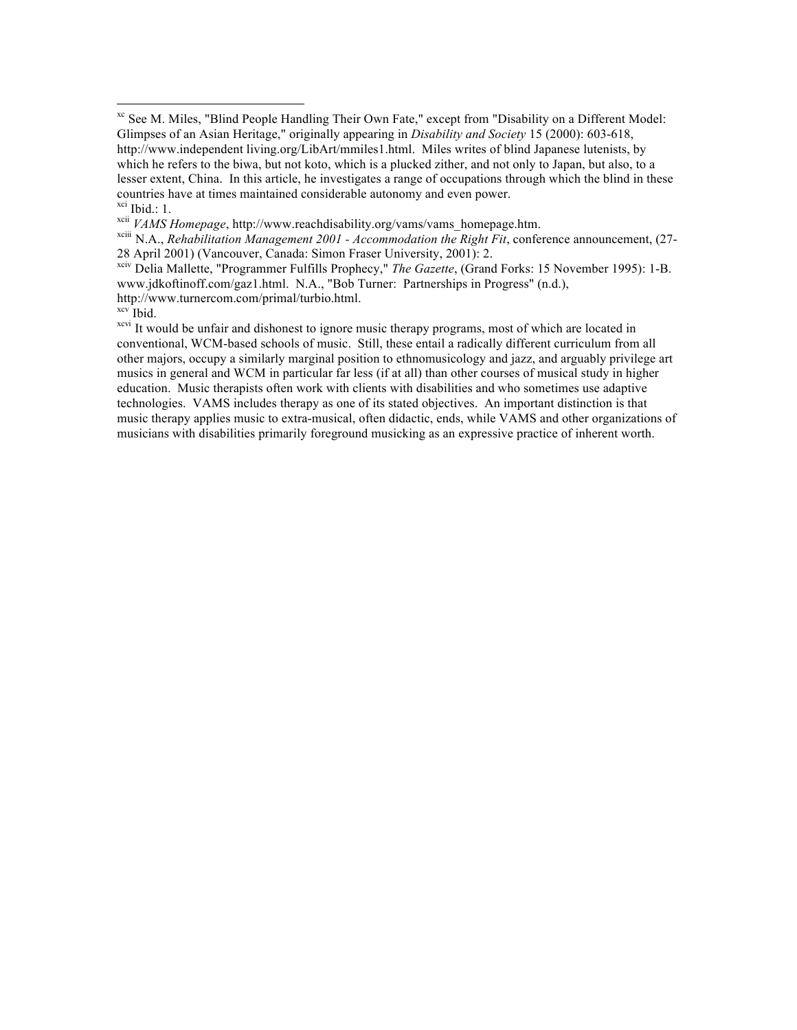[xc] See M. Miles, "Blind People Handling Their Own Fate," except from "Disability on a Different Model: Glimpses of an Asian Heritage," originally appearing in *Disability and Society* 15 (2000): 603-618, http://www.independent living.org/LibArt/mmiles1.html. Miles writes of blind Japanese lutenists, by which he refers to the biwa, but not koto, which is a plucked zither, and not only to Japan, but also, to a lesser extent, China. In this article, he investigates a range of occupations through which the blind in these countries have at times maintained considerable autonomy and even power.

[xci] Ibid.: 1.

[xcii] *VAMS Homepage*, http://www.reachdisability.org/vams/vams_homepage.htm.

[xciii] N.A., *Rehabilitation Management 2001 - Accommodation the Right Fit*, conference announcement, (27-28 April 2001) (Vancouver, Canada: Simon Fraser University, 2001): 2.

[xciv] Delia Mallette, "Programmer Fulfills Prophecy," *The Gazette*, (Grand Forks: 15 November 1995): 1-B. www.jdkoftinoff.com/gaz1.html. N.A., "Bob Turner: Partnerships in Progress" (n.d.), http://www.turnercom.com/primal/turbio.html.

[xcv] Ibid.

[xcvi] It would be unfair and dishonest to ignore music therapy programs, most of which are located in conventional, WCM-based schools of music. Still, these entail a radically different curriculum from all other majors, occupy a similarly marginal position to ethnomusicology and jazz, and arguably privilege art musics in general and WCM in particular far less (if at all) than other courses of musical study in higher education. Music therapists often work with clients with disabilities and who sometimes use adaptive technologies. VAMS includes therapy as one of its stated objectives. An important distinction is that music therapy applies music to extra-musical, often didactic, ends, while VAMS and other organizations of musicians with disabilities primarily foreground musicking as an expressive practice of inherent worth.